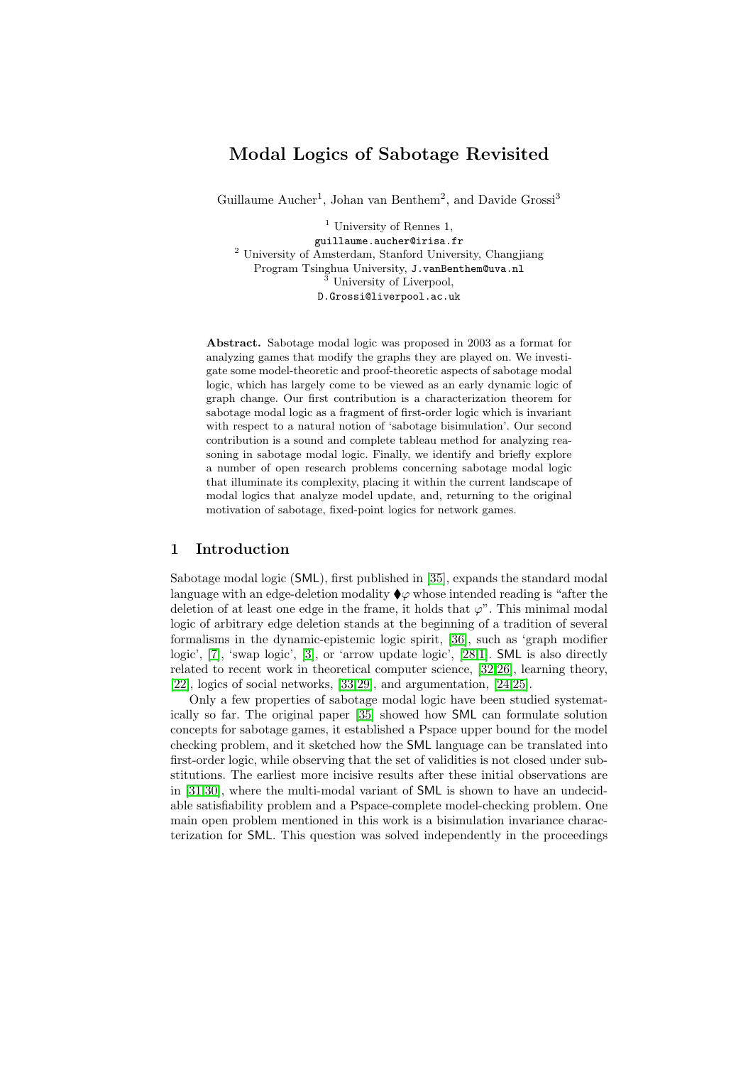# Modal Logics of Sabotage Revisited

Guillaume Aucher[1], Johan van Benthem[2], and Davide Grossi[3]

[1] University of Rennes 1,
guillaume.aucher@irisa.fr
[2] University of Amsterdam, Stanford University, Changjiang Program Tsinghua University, J.vanBenthem@uva.nl
[3] University of Liverpool,
D.Grossi@liverpool.ac.uk

**Abstract.** Sabotage modal logic was proposed in 2003 as a format for analyzing games that modify the graphs they are played on. We investigate some model-theoretic and proof-theoretic aspects of sabotage modal logic, which has largely come to be viewed as an early dynamic logic of graph change. Our first contribution is a characterization theorem for sabotage modal logic as a fragment of first-order logic which is invariant with respect to a natural notion of 'sabotage bisimulation'. Our second contribution is a sound and complete tableau method for analyzing reasoning in sabotage modal logic. Finally, we identify and briefly explore a number of open research problems concerning sabotage modal logic that illuminate its complexity, placing it within the current landscape of modal logics that analyze model update, and, returning to the original motivation of sabotage, fixed-point logics for network games.

## 1 Introduction

Sabotage modal logic (SML), first published in [35], expands the standard modal language with an edge-deletion modality $\blacklozenge\varphi$ whose intended reading is "after the deletion of at least one edge in the frame, it holds that $\varphi$". This minimal modal logic of arbitrary edge deletion stands at the beginning of a tradition of several formalisms in the dynamic-epistemic logic spirit, [36], such as 'graph modifier logic', [7], 'swap logic', [3], or 'arrow update logic', [28,1]. SML is also directly related to recent work in theoretical computer science, [32,26], learning theory, [22], logics of social networks, [33,29], and argumentation, [24,25].

Only a few properties of sabotage modal logic have been studied systematically so far. The original paper [35] showed how SML can formulate solution concepts for sabotage games, it established a Pspace upper bound for the model checking problem, and it sketched how the SML language can be translated into first-order logic, while observing that the set of validities is not closed under substitutions. The earliest more incisive results after these initial observations are in [31,30], where the multi-modal variant of SML is shown to have an undecidable satisfiability problem and a Pspace-complete model-checking problem. One main open problem mentioned in this work is a bisimulation invariance characterization for SML. This question was solved independently in the proceedings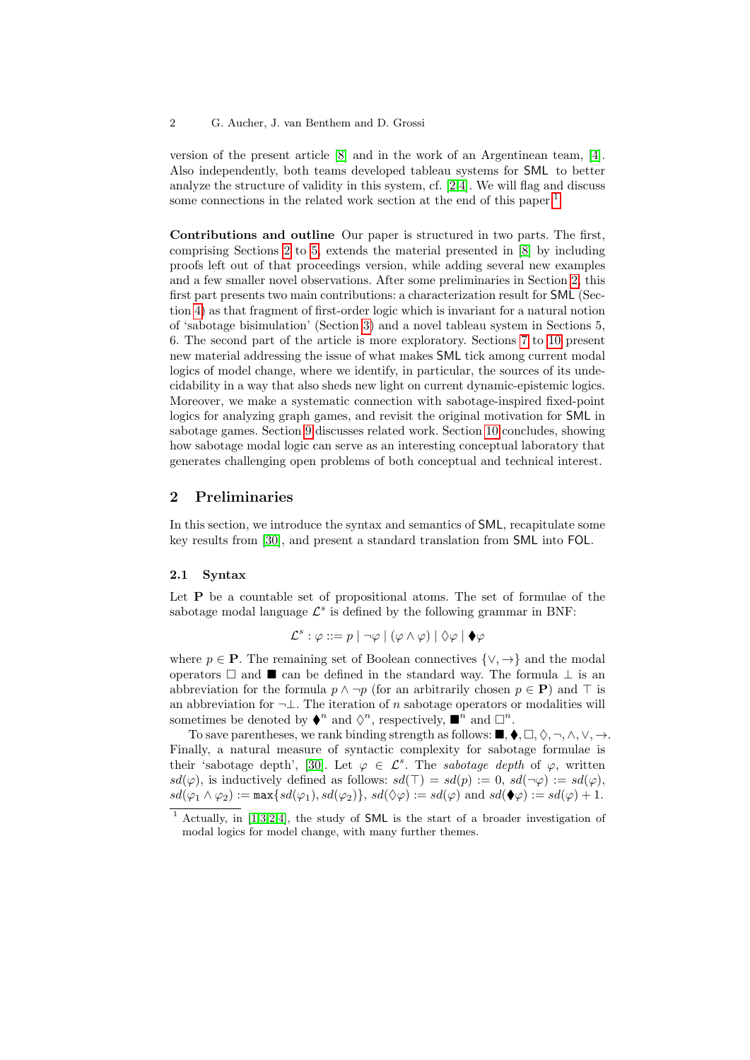version of the present article [8] and in the work of an Argentinean team, [4]. Also independently, both teams developed tableau systems for SML to better analyze the structure of validity in this system, cf. [2,4]. We will flag and discuss some connections in the related work section at the end of this paper.[1]

**Contributions and outline** Our paper is structured in two parts. The first, comprising Sections 2 to 5, extends the material presented in [8] by including proofs left out of that proceedings version, while adding several new examples and a few smaller novel observations. After some preliminaries in Section 2, this first part presents two main contributions: a characterization result for SML (Section 4) as that fragment of first-order logic which is invariant for a natural notion of 'sabotage bisimulation' (Section 3) and a novel tableau system in Sections 5, 6. The second part of the article is more exploratory. Sections 7 to 10 present new material addressing the issue of what makes SML tick among current modal logics of model change, where we identify, in particular, the sources of its undecidability in a way that also sheds new light on current dynamic-epistemic logics. Moreover, we make a systematic connection with sabotage-inspired fixed-point logics for analyzing graph games, and revisit the original motivation for SML in sabotage games. Section 9 discusses related work. Section 10 concludes, showing how sabotage modal logic can serve as an interesting conceptual laboratory that generates challenging open problems of both conceptual and technical interest.

## 2 Preliminaries

In this section, we introduce the syntax and semantics of SML, recapitulate some key results from [30], and present a standard translation from SML into FOL.

### 2.1 Syntax

Let $\mathbf{P}$ be a countable set of propositional atoms. The set of formulae of the sabotage modal language $\mathcal{L}^s$ is defined by the following grammar in BNF:

$$\mathcal{L}^s : \varphi ::= p \mid \neg\varphi \mid (\varphi \wedge \varphi) \mid \Diamond\varphi \mid \blacklozenge\varphi$$

where $p \in \mathbf{P}$. The remaining set of Boolean connectives $\{\vee, \rightarrow\}$ and the modal operators $\Box$ and $\blacksquare$ can be defined in the standard way. The formula $\bot$ is an abbreviation for the formula $p \wedge \neg p$ (for an arbitrarily chosen $p \in \mathbf{P}$) and $\top$ is an abbreviation for $\neg\bot$. The iteration of $n$ sabotage operators or modalities will sometimes be denoted by $\blacklozenge^n$ and $\Diamond^n$, respectively, $\blacksquare^n$ and $\Box^n$.

To save parentheses, we rank binding strength as follows: $\blacksquare, \blacklozenge, \Box, \Diamond, \neg, \wedge, \vee, \rightarrow$. Finally, a natural measure of syntactic complexity for sabotage formulae is their 'sabotage depth', [30]. Let $\varphi \in \mathcal{L}^s$. The *sabotage depth* of $\varphi$, written $sd(\varphi)$, is inductively defined as follows: $sd(\top) = sd(p) := 0$, $sd(\neg\varphi) := sd(\varphi)$, $sd(\varphi_1 \wedge \varphi_2) := \max\{sd(\varphi_1), sd(\varphi_2)\}$, $sd(\Diamond\varphi) := sd(\varphi)$ and $sd(\blacklozenge\varphi) := sd(\varphi) + 1$.

[1] Actually, in [1,3,2,4], the study of SML is the start of a broader investigation of modal logics for model change, with many further themes.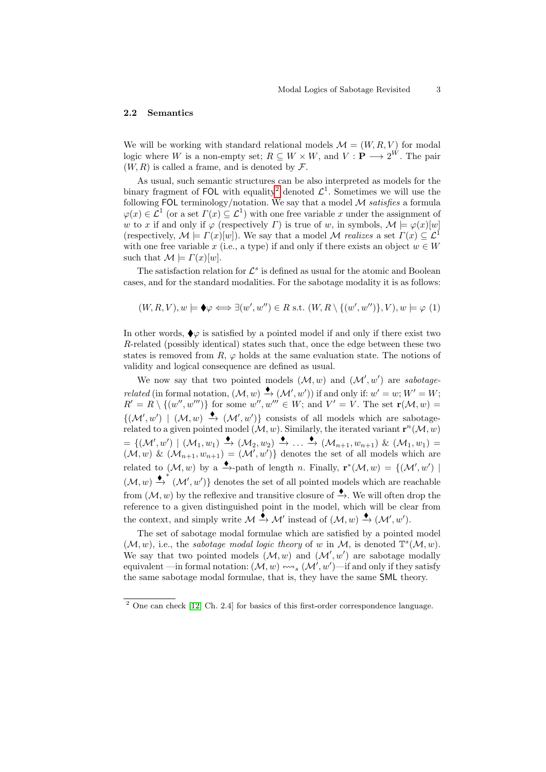### 2.2 Semantics

We will be working with standard relational models $\mathcal{M} = (W, R, V)$ for modal logic where $W$ is a non-empty set; $R \subseteq W \times W$, and $V : \mathbf{P} \longrightarrow 2^W$. The pair $(W, R)$ is called a frame, and is denoted by $\mathcal{F}$.

As usual, such semantic structures can be also interpreted as models for the binary fragment of FOL with equality[2] denoted $\mathcal{L}^1$. Sometimes we will use the following FOL terminology/notation. We say that a model $\mathcal{M}$ *satisfies* a formula $\varphi(x) \in \mathcal{L}^1$ (or a set $\Gamma(x) \subseteq \mathcal{L}^1$) with one free variable $x$ under the assignment of $w$ to $x$ if and only if $\varphi$ (respectively $\Gamma$) is true of $w$, in symbols, $\mathcal{M} \models \varphi(x)[w]$ (respectively, $\mathcal{M} \models \Gamma(x)[w]$). We say that a model $\mathcal{M}$ *realizes* a set $\Gamma(x) \subseteq \mathcal{L}^1$ with one free variable $x$ (i.e., a type) if and only if there exists an object $w \in W$ such that $\mathcal{M} \models \Gamma(x)[w]$.

The satisfaction relation for $\mathcal{L}^s$ is defined as usual for the atomic and Boolean cases, and for the standard modalities. For the sabotage modality it is as follows:

$$(W, R, V), w \models \blacklozenge\varphi \iff \exists (w', w'') \in R \text{ s.t. } (W, R \setminus \{(w', w'')\}, V), w \models \varphi \quad (1)$$

In other words, $\blacklozenge\varphi$ is satisfied by a pointed model if and only if there exist two $R$-related (possibly identical) states such that, once the edge between these two states is removed from $R$, $\varphi$ holds at the same evaluation state. The notions of validity and logical consequence are defined as usual.

We now say that two pointed models $(\mathcal{M}, w)$ and $(\mathcal{M}', w')$ are *sabotage-related* (in formal notation, $(\mathcal{M}, w) \xrightarrow{\blacklozenge} (\mathcal{M}', w')$) if and only if: $w' = w$; $W' = W$; $R' = R \setminus \{(w'', w''')\}$ for some $w'', w''' \in W$; and $V' = V$. The set $\mathbf{r}(\mathcal{M}, w) = \{(\mathcal{M}', w') \mid (\mathcal{M}, w) \xrightarrow{\blacklozenge} (\mathcal{M}', w')\}$ consists of all models which are sabotage-related to a given pointed model $(\mathcal{M}, w)$. Similarly, the iterated variant $\mathbf{r}^n(\mathcal{M}, w) = \{(\mathcal{M}', w') \mid (\mathcal{M}_1, w_1) \xrightarrow{\blacklozenge} (\mathcal{M}_2, w_2) \xrightarrow{\blacklozenge} \ldots \xrightarrow{\blacklozenge} (\mathcal{M}_{n+1}, w_{n+1})\ \&\ (\mathcal{M}_1, w_1) = (\mathcal{M}, w)\ \&\ (\mathcal{M}_{n+1}, w_{n+1}) = (\mathcal{M}', w')\}$ denotes the set of all models which are related to $(\mathcal{M}, w)$ by a $\xrightarrow{\blacklozenge}$-path of length $n$. Finally, $\mathbf{r}^*(\mathcal{M}, w) = \{(\mathcal{M}', w') \mid (\mathcal{M}, w) \xrightarrow{\blacklozenge}^* (\mathcal{M}', w')\}$ denotes the set of all pointed models which are reachable from $(\mathcal{M}, w)$ by the reflexive and transitive closure of $\xrightarrow{\blacklozenge}$. We will often drop the reference to a given distinguished point in the model, which will be clear from the context, and simply write $\mathcal{M} \xrightarrow{\blacklozenge} \mathcal{M}'$ instead of $(\mathcal{M}, w) \xrightarrow{\blacklozenge} (\mathcal{M}', w')$.

The set of sabotage modal formulae which are satisfied by a pointed model $(\mathcal{M}, w)$, i.e., the *sabotage modal logic theory* of $w$ in $\mathcal{M}$, is denoted $\mathbb{T}^s(\mathcal{M}, w)$. We say that two pointed models $(\mathcal{M}, w)$ and $(\mathcal{M}', w')$ are sabotage modally equivalent —in formal notation: $(\mathcal{M}, w) \leftrightsquigarrow_s (\mathcal{M}', w')$—if and only if they satisfy the same sabotage modal formulae, that is, they have the same SML theory.

---

[2] One can check [12, Ch. 2.4] for basics of this first-order correspondence language.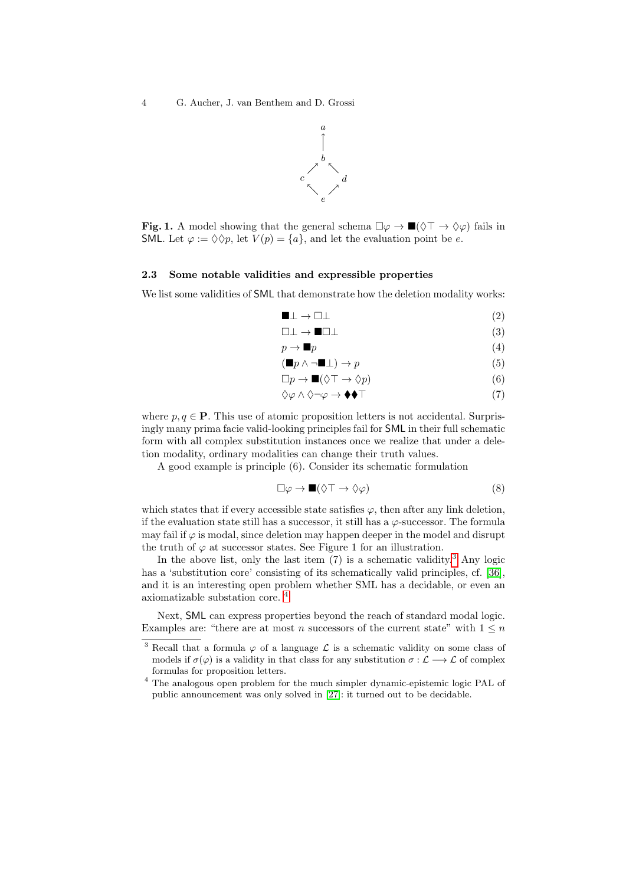Fig. 1. A model showing that the general schema $\Box\varphi \to \blacksquare(\Diamond\top \to \Diamond\varphi)$ fails in SML. Let $\varphi := \Diamond\Diamond p$, let $V(p) = \{a\}$, and let the evaluation point be $e$.

### 2.3 Some notable validities and expressible properties

We list some validities of SML that demonstrate how the deletion modality works:

$$\blacksquare\bot \to \Box\bot \tag{2}$$

$$\Box\bot \to \blacksquare\Box\bot \tag{3}$$

$$p \to \blacksquare p \tag{4}$$

$$(\blacksquare p \wedge \neg\blacksquare\bot) \to p \tag{5}$$

$$\Box p \to \blacksquare(\Diamond\top \to \Diamond p) \tag{6}$$

$$\Diamond\varphi \wedge \Diamond\neg\varphi \to \blacklozenge\blacklozenge\top \tag{7}$$

where $p, q \in \mathbf{P}$. This use of atomic proposition letters is not accidental. Surprisingly many prima facie valid-looking principles fail for SML in their full schematic form with all complex substitution instances once we realize that under a deletion modality, ordinary modalities can change their truth values.

A good example is principle (6). Consider its schematic formulation

$$\Box\varphi \to \blacksquare(\Diamond\top \to \Diamond\varphi) \tag{8}$$

which states that if every accessible state satisfies $\varphi$, then after any link deletion, if the evaluation state still has a successor, it still has a $\varphi$-successor. The formula may fail if $\varphi$ is modal, since deletion may happen deeper in the model and disrupt the truth of $\varphi$ at successor states. See Figure 1 for an illustration.

In the above list, only the last item (7) is a schematic validity.[3] Any logic has a 'substitution core' consisting of its schematically valid principles, cf. [36], and it is an interesting open problem whether SML has a decidable, or even an axiomatizable substation core. [4]

Next, SML can express properties beyond the reach of standard modal logic. Examples are: "there are at most $n$ successors of the current state" with $1 \leq n$

---

[3] Recall that a formula $\varphi$ of a language $\mathcal{L}$ is a schematic validity on some class of models if $\sigma(\varphi)$ is a validity in that class for any substitution $\sigma : \mathcal{L} \longrightarrow \mathcal{L}$ of complex formulas for proposition letters.

[4] The analogous open problem for the much simpler dynamic-epistemic logic PAL of public announcement was only solved in [27]: it turned out to be decidable.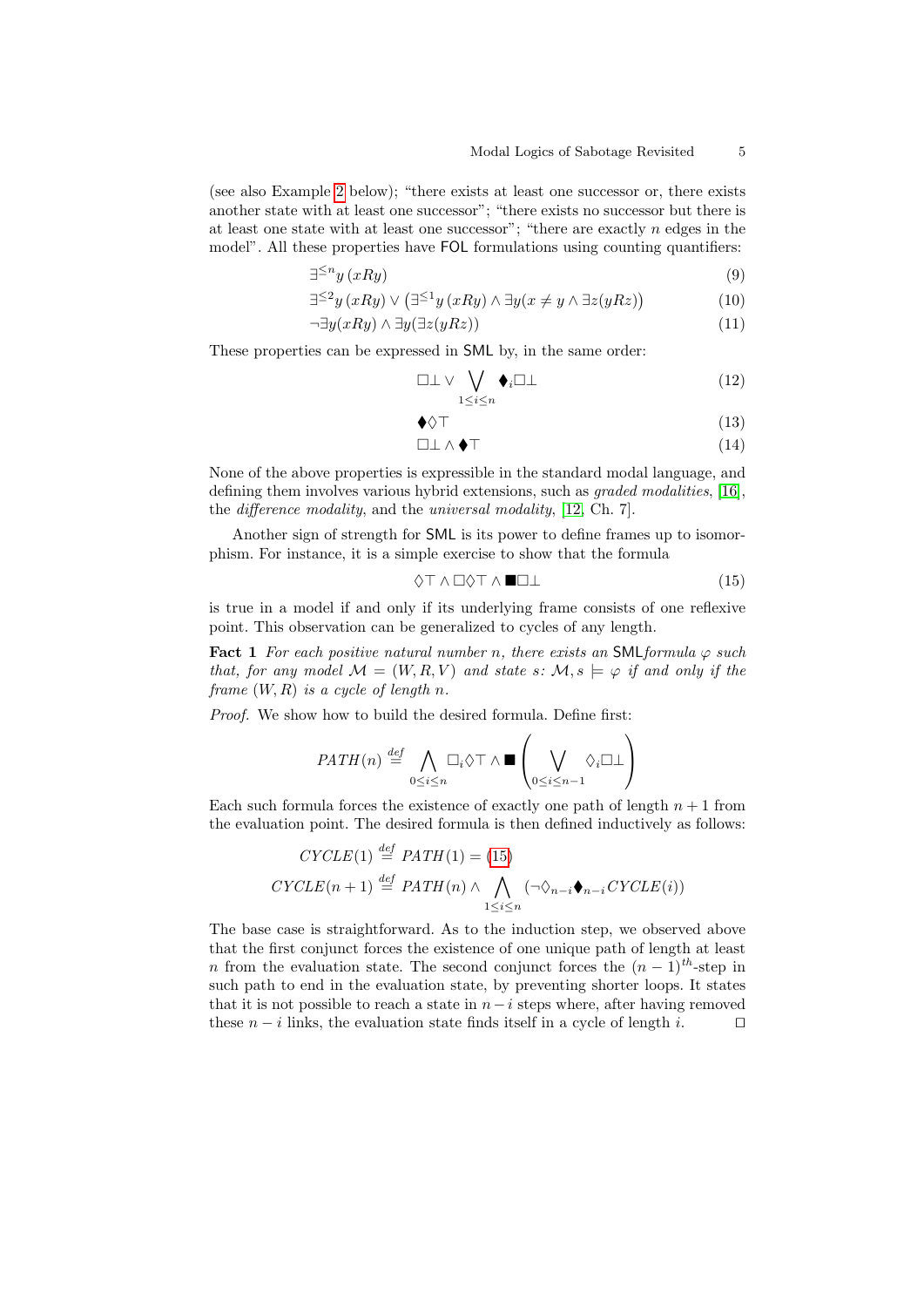(see also Example 2 below); "there exists at least one successor or, there exists another state with at least one successor"; "there exists no successor but there is at least one state with at least one successor"; "there are exactly $n$ edges in the model". All these properties have FOL formulations using counting quantifiers:

$$\exists^{\leq n} y\,(xRy) \tag{9}$$

$$\exists^{\leq 2} y\,(xRy) \vee \left(\exists^{\leq 1} y\,(xRy) \wedge \exists y(x \neq y \wedge \exists z(yRz)\right) \tag{10}$$

$$\neg\exists y(xRy) \wedge \exists y(\exists z(yRz)) \tag{11}$$

These properties can be expressed in SML by, in the same order:

$$\Box\bot \vee \bigvee_{1\leq i\leq n} \blacklozenge_i \Box\bot \tag{12}$$

$$\blacklozenge\Diamond\top \tag{13}$$

$$\Box\bot \wedge \blacklozenge\top \tag{14}$$

None of the above properties is expressible in the standard modal language, and defining them involves various hybrid extensions, such as *graded modalities*, [16], the *difference modality*, and the *universal modality*, [12, Ch. 7].

Another sign of strength for SML is its power to define frames up to isomorphism. For instance, it is a simple exercise to show that the formula

$$\Diamond\top \wedge \Box\Diamond\top \wedge \blacksquare\Box\bot \tag{15}$$

is true in a model if and only if its underlying frame consists of one reflexive point. This observation can be generalized to cycles of any length.

**Fact 1** *For each positive natural number $n$, there exists an* SML*formula $\varphi$ such that, for any model $\mathcal{M} = (W, R, V)$ and state $s$: $\mathcal{M}, s \models \varphi$ if and only if the frame $(W, R)$ is a cycle of length $n$.*

*Proof.* We show how to build the desired formula. Define first:

$$PATH(n) \overset{def}{=} \bigwedge_{0\leq i\leq n} \Box_i\Diamond\top \wedge \blacksquare\left(\bigvee_{0\leq i\leq n-1} \Diamond_i\Box\bot\right)$$

Each such formula forces the existence of exactly one path of length $n+1$ from the evaluation point. The desired formula is then defined inductively as follows:

$$CYCLE(1) \overset{def}{=} PATH(1) = (15)$$

$$CYCLE(n+1) \overset{def}{=} PATH(n) \wedge \bigwedge_{1\leq i\leq n} (\neg\Diamond_{n-i}\blacklozenge_{n-i} CYCLE(i))$$

The base case is straightforward. As to the induction step, we observed above that the first conjunct forces the existence of one unique path of length at least $n$ from the evaluation state. The second conjunct forces the $(n-1)^{th}$-step in such path to end in the evaluation state, by preventing shorter loops. It states that it is not possible to reach a state in $n-i$ steps where, after having removed these $n-i$ links, the evaluation state finds itself in a cycle of length $i$. $\square$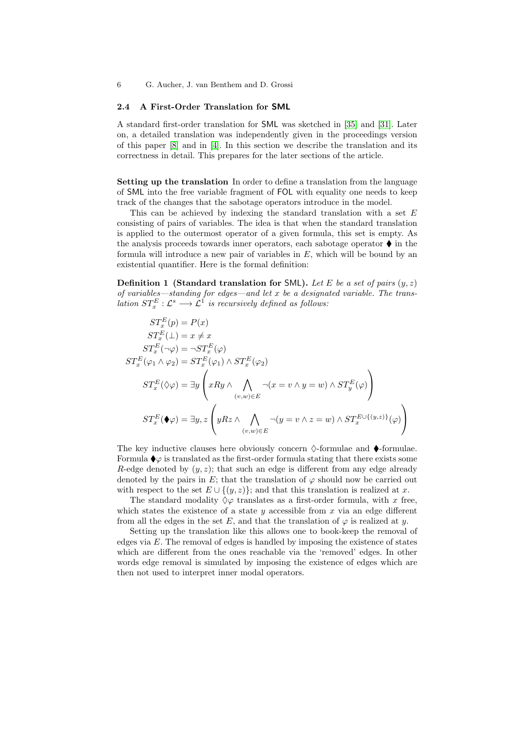### 2.4 A First-Order Translation for SML

A standard first-order translation for SML was sketched in [35] and [31]. Later on, a detailed translation was independently given in the proceedings version of this paper [8] and in [4]. In this section we describe the translation and its correctness in detail. This prepares for the later sections of the article.

**Setting up the translation** In order to define a translation from the language of SML into the free variable fragment of FOL with equality one needs to keep track of the changes that the sabotage operators introduce in the model.

This can be achieved by indexing the standard translation with a set $E$ consisting of pairs of variables. The idea is that when the standard translation is applied to the outermost operator of a given formula, this set is empty. As the analysis proceeds towards inner operators, each sabotage operator $\blacklozenge$ in the formula will introduce a new pair of variables in $E$, which will be bound by an existential quantifier. Here is the formal definition:

**Definition 1 (Standard translation for SML).** *Let $E$ be a set of pairs $(y, z)$ of variables—standing for edges—and let $x$ be a designated variable. The translation $ST_x^E : \mathcal{L}^s \longrightarrow \mathcal{L}^1$ is recursively defined as follows:*

$$
\begin{aligned}
ST_x^E(p) &= P(x) \\
ST_x^E(\bot) &= x \neq x \\
ST_x^E(\neg\varphi) &= \neg ST_x^E(\varphi) \\
ST_x^E(\varphi_1 \wedge \varphi_2) &= ST_x^E(\varphi_1) \wedge ST_x^E(\varphi_2) \\
ST_x^E(\Diamond\varphi) &= \exists y \left( xRy \wedge \bigwedge_{(v,w)\in E} \neg(x = v \wedge y = w) \wedge ST_y^E(\varphi) \right) \\
ST_x^E(\blacklozenge\varphi) &= \exists y, z \left( yRz \wedge \bigwedge_{(v,w)\in E} \neg(y = v \wedge z = w) \wedge ST_x^{E\cup\{(y,z)\}}(\varphi) \right)
\end{aligned}
$$

The key inductive clauses here obviously concern $\Diamond$-formulae and $\blacklozenge$-formulae. Formula $\blacklozenge\varphi$ is translated as the first-order formula stating that there exists some $R$-edge denoted by $(y, z)$; that such an edge is different from any edge already denoted by the pairs in $E$; that the translation of $\varphi$ should now be carried out with respect to the set $E \cup \{(y, z)\}$; and that this translation is realized at $x$.

The standard modality $\Diamond\varphi$ translates as a first-order formula, with $x$ free, which states the existence of a state $y$ accessible from $x$ via an edge different from all the edges in the set $E$, and that the translation of $\varphi$ is realized at $y$.

Setting up the translation like this allows one to book-keep the removal of edges via $E$. The removal of edges is handled by imposing the existence of states which are different from the ones reachable via the 'removed' edges. In other words edge removal is simulated by imposing the existence of edges which are then not used to interpret inner modal operators.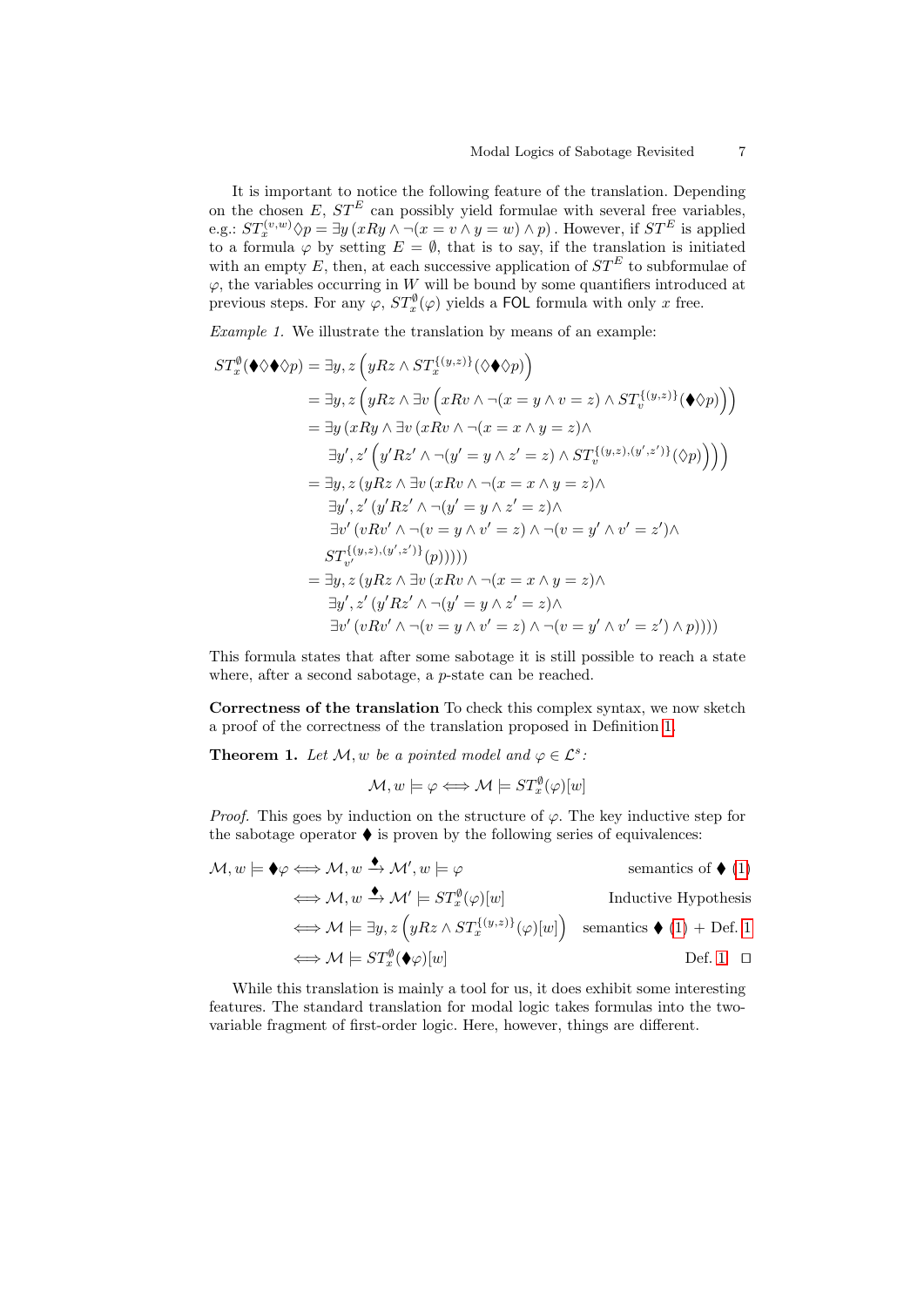It is important to notice the following feature of the translation. Depending on the chosen $E$, $ST^E$ can possibly yield formulae with several free variables, e.g.: $ST_x^{(v,w)}\Diamond p = \exists y\, (xRy \wedge \neg(x = v \wedge y = w) \wedge p)$. However, if $ST^E$ is applied to a formula $\varphi$ by setting $E = \emptyset$, that is to say, if the translation is initiated with an empty $E$, then, at each successive application of $ST^E$ to subformulae of $\varphi$, the variables occurring in $W$ will be bound by some quantifiers introduced at previous steps. For any $\varphi$, $ST_x^{\emptyset}(\varphi)$ yields a $\mathsf{FOL}$ formula with only $x$ free.

*Example 1.* We illustrate the translation by means of an example:

$$
\begin{aligned}
ST_x^{\emptyset}(\blacklozenge\Diamond\blacklozenge\Diamond p) &= \exists y, z\left(yRz \wedge ST_x^{\{(y,z)\}}(\Diamond\blacklozenge\Diamond p)\right)\\
&= \exists y, z\left(yRz \wedge \exists v\left(xRv \wedge \neg(x = y \wedge v = z) \wedge ST_v^{\{(y,z)\}}(\blacklozenge\Diamond p)\right)\right)\\
&= \exists y\,(xRy \wedge \exists v\,(xRv \wedge \neg(x = x \wedge y = z) \wedge\\
&\quad\ \exists y', z'\left(y'Rz' \wedge \neg(y' = y \wedge z' = z) \wedge ST_v^{\{(y,z),(y',z')\}}(\Diamond p)\right)\Big)\Big)\\
&= \exists y, z\,(yRz \wedge \exists v\,(xRv \wedge \neg(x = x \wedge y = z) \wedge\\
&\quad\ \exists y', z'\,(y'Rz' \wedge \neg(y' = y \wedge z' = z) \wedge\\
&\quad\ \exists v'\,(vRv' \wedge \neg(v = y \wedge v' = z) \wedge \neg(v = y' \wedge v' = z') \wedge\\
&\quad\ ST_{v'}^{\{(y,z),(y',z')\}}(p)))))\\
&= \exists y, z\,(yRz \wedge \exists v\,(xRv \wedge \neg(x = x \wedge y = z) \wedge\\
&\quad\ \exists y', z'\,(y'Rz' \wedge \neg(y' = y \wedge z' = z) \wedge\\
&\quad\ \exists v'\,(vRv' \wedge \neg(v = y \wedge v' = z) \wedge \neg(v = y' \wedge v' = z') \wedge p))))
\end{aligned}
$$

This formula states that after some sabotage it is still possible to reach a state where, after a second sabotage, a $p$-state can be reached.

**Correctness of the translation** To check this complex syntax, we now sketch a proof of the correctness of the translation proposed in Definition 1.

**Theorem 1.** *Let $\mathcal{M}, w$ be a pointed model and $\varphi \in \mathcal{L}^s$:*

$$\mathcal{M}, w \models \varphi \Longleftrightarrow \mathcal{M} \models ST_x^{\emptyset}(\varphi)[w]$$

*Proof.* This goes by induction on the structure of $\varphi$. The key inductive step for the sabotage operator $\blacklozenge$ is proven by the following series of equivalences:

$$
\begin{aligned}
\mathcal{M}, w \models \blacklozenge\varphi &\Longleftrightarrow \mathcal{M}, w \xrightarrow{\blacklozenge} \mathcal{M}', w \models \varphi && \text{semantics of } \blacklozenge \text{ (1)}\\
&\Longleftrightarrow \mathcal{M}, w \xrightarrow{\blacklozenge} \mathcal{M}' \models ST_x^{\emptyset}(\varphi)[w] && \text{Inductive Hypothesis}\\
&\Longleftrightarrow \mathcal{M} \models \exists y, z\left(yRz \wedge ST_x^{\{(y,z)\}}(\varphi)[w]\right) && \text{semantics } \blacklozenge \text{ (1) + Def. 1}\\
&\Longleftrightarrow \mathcal{M} \models ST_x^{\emptyset}(\blacklozenge\varphi)[w] && \text{Def. 1} \quad \square
\end{aligned}
$$

While this translation is mainly a tool for us, it does exhibit some interesting features. The standard translation for modal logic takes formulas into the two-variable fragment of first-order logic. Here, however, things are different.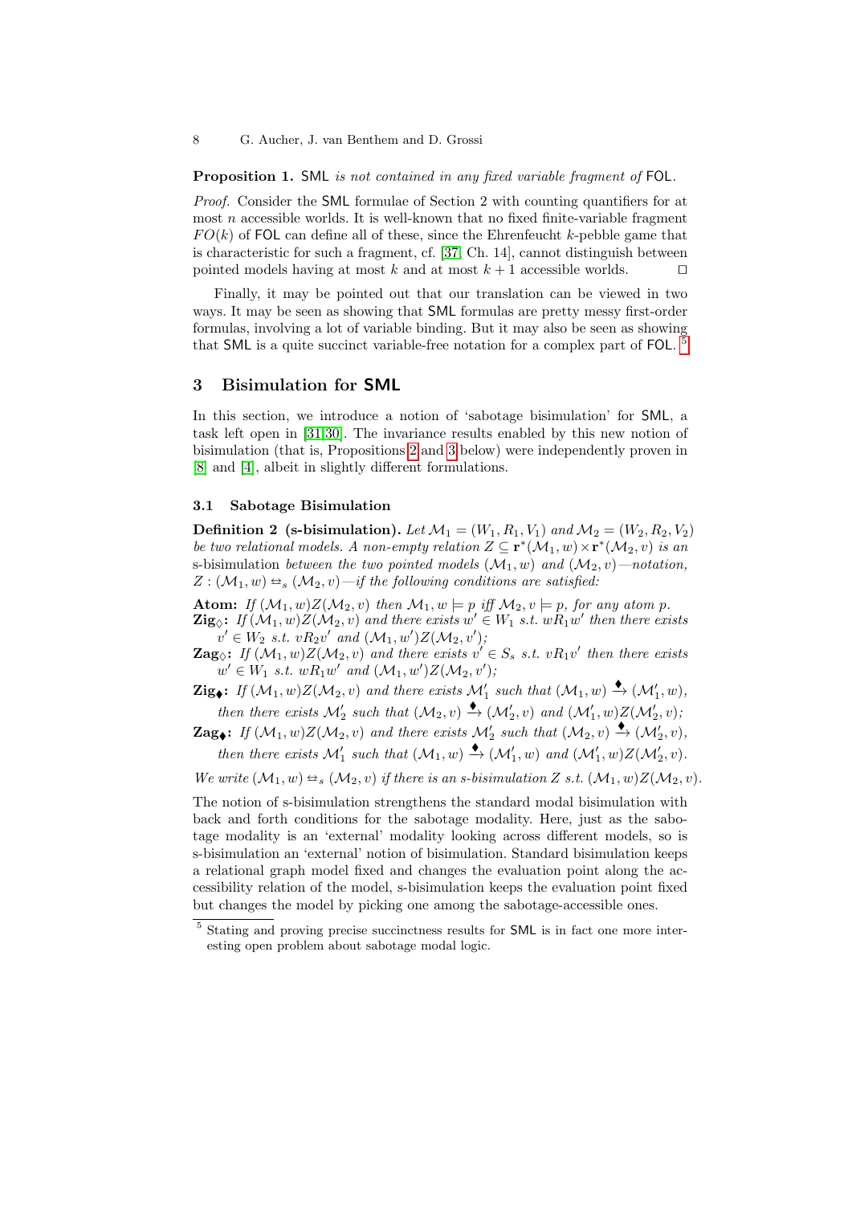**Proposition 1.** SML *is not contained in any fixed variable fragment of* FOL.

*Proof.* Consider the SML formulae of Section 2 with counting quantifiers for at most $n$ accessible worlds. It is well-known that no fixed finite-variable fragment $FO(k)$ of FOL can define all of these, since the Ehrenfeucht $k$-pebble game that is characteristic for such a fragment, cf. [37, Ch. 14], cannot distinguish between pointed models having at most $k$ and at most $k+1$ accessible worlds. $\square$

Finally, it may be pointed out that our translation can be viewed in two ways. It may be seen as showing that SML formulas are pretty messy first-order formulas, involving a lot of variable binding. But it may also be seen as showing that SML is a quite succinct variable-free notation for a complex part of FOL. [5]

## 3 Bisimulation for SML

In this section, we introduce a notion of 'sabotage bisimulation' for SML, a task left open in [31,30]. The invariance results enabled by this new notion of bisimulation (that is, Propositions 2 and 3 below) were independently proven in [8] and [4], albeit in slightly different formulations.

### 3.1 Sabotage Bisimulation

**Definition 2 (s-bisimulation).** *Let $\mathcal{M}_1 = (W_1, R_1, V_1)$ and $\mathcal{M}_2 = (W_2, R_2, V_2)$ be two relational models. A non-empty relation $Z \subseteq \mathbf{r}^*(\mathcal{M}_1, w) \times \mathbf{r}^*(\mathcal{M}_2, v)$ is an* s-bisimulation *between the two pointed models $(\mathcal{M}_1, w)$ and $(\mathcal{M}_2, v)$—notation, $Z : (\mathcal{M}_1, w) \leftrightarrows_s (\mathcal{M}_2, v)$—if the following conditions are satisfied:*

**Atom:** *If $(\mathcal{M}_1, w)Z(\mathcal{M}_2, v)$ then $\mathcal{M}_1, w \models p$ iff $\mathcal{M}_2, v \models p$, for any atom $p$.*

**Zig$_\Diamond$:** *If $(\mathcal{M}_1, w)Z(\mathcal{M}_2, v)$ and there exists $w' \in W_1$ s.t. $wR_1w'$ then there exists $v' \in W_2$ s.t. $vR_2v'$ and $(\mathcal{M}_1, w')Z(\mathcal{M}_2, v')$;*

**Zag$_\Diamond$:** *If $(\mathcal{M}_1, w)Z(\mathcal{M}_2, v)$ and there exists $v' \in S_s$ s.t. $vR_1v'$ then there exists $w' \in W_1$ s.t. $wR_1w'$ and $(\mathcal{M}_1, w')Z(\mathcal{M}_2, v')$;*

**Zig$_\blacklozenge$:** *If $(\mathcal{M}_1, w)Z(\mathcal{M}_2, v)$ and there exists $\mathcal{M}_1'$ such that $(\mathcal{M}_1, w) \xrightarrow{\blacklozenge} (\mathcal{M}_1', w)$, then there exists $\mathcal{M}_2'$ such that $(\mathcal{M}_2, v) \xrightarrow{\blacklozenge} (\mathcal{M}_2', v)$ and $(\mathcal{M}_1', w)Z(\mathcal{M}_2', v)$;*

**Zag$_\blacklozenge$:** *If $(\mathcal{M}_1, w)Z(\mathcal{M}_2, v)$ and there exists $\mathcal{M}_2'$ such that $(\mathcal{M}_2, v) \xrightarrow{\blacklozenge} (\mathcal{M}_2', v)$, then there exists $\mathcal{M}_1'$ such that $(\mathcal{M}_1, w) \xrightarrow{\blacklozenge} (\mathcal{M}_1', w)$ and $(\mathcal{M}_1', w)Z(\mathcal{M}_2', v)$.*

*We write $(\mathcal{M}_1, w) \leftrightarrows_s (\mathcal{M}_2, v)$ if there is an s-bisimulation $Z$ s.t. $(\mathcal{M}_1, w)Z(\mathcal{M}_2, v)$.*

The notion of s-bisimulation strengthens the standard modal bisimulation with back and forth conditions for the sabotage modality. Here, just as the sabotage modality is an 'external' modality looking across different models, so is s-bisimulation an 'external' notion of bisimulation. Standard bisimulation keeps a relational graph model fixed and changes the evaluation point along the accessibility relation of the model, s-bisimulation keeps the evaluation point fixed but changes the model by picking one among the sabotage-accessible ones.

[5] Stating and proving precise succinctness results for SML is in fact one more interesting open problem about sabotage modal logic.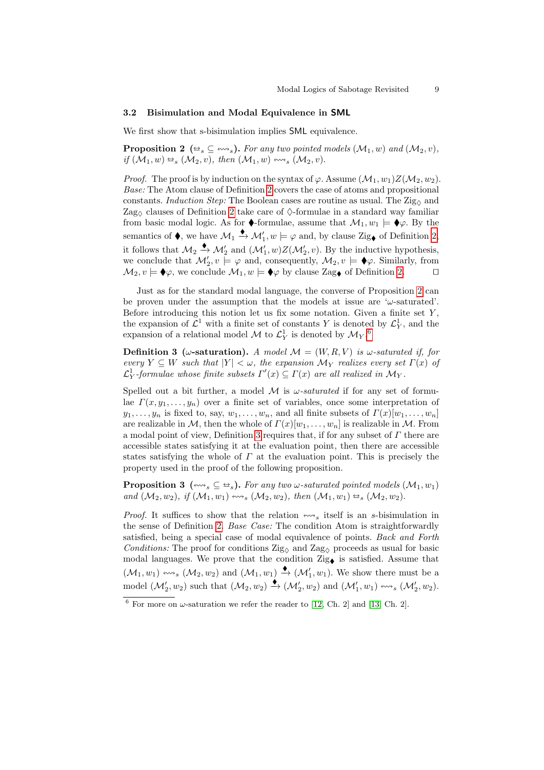### 3.2 Bisimulation and Modal Equivalence in SML

We first show that s-bisimulation implies SML equivalence.

**Proposition 2** ($\rightleftharpoons_s \subseteq \leftrightsquigarrow_s$)**.** *For any two pointed models $(\mathcal{M}_1, w)$ and $(\mathcal{M}_2, v)$, if $(\mathcal{M}_1, w) \rightleftharpoons_s (\mathcal{M}_2, v)$, then $(\mathcal{M}_1, w) \leftrightsquigarrow_s (\mathcal{M}_2, v)$.*

*Proof.* The proof is by induction on the syntax of $\varphi$. Assume $(\mathcal{M}_1, w_1)Z(\mathcal{M}_2, w_2)$. *Base:* The Atom clause of Definition 2 covers the case of atoms and propositional constants. *Induction Step:* The Boolean cases are routine as usual. The Zig$_\Diamond$ and Zag$_\Diamond$ clauses of Definition 2 take care of $\Diamond$-formulae in a standard way familiar from basic modal logic. As for $\blacklozenge$-formulae, assume that $\mathcal{M}_1, w_1 \models \blacklozenge\varphi$. By the semantics of $\blacklozenge$, we have $\mathcal{M}_1 \xrightarrow{\blacklozenge} \mathcal{M}_1', w \models \varphi$ and, by clause Zig$_\blacklozenge$ of Definition 2, it follows that $\mathcal{M}_2 \xrightarrow{\blacklozenge} \mathcal{M}_2'$ and $(\mathcal{M}_1', w)Z(\mathcal{M}_2', v)$. By the inductive hypothesis, we conclude that $\mathcal{M}_2', v \models \varphi$ and, consequently, $\mathcal{M}_2, v \models \blacklozenge\varphi$. Similarly, from $\mathcal{M}_2, v \models \blacklozenge\varphi$, we conclude $\mathcal{M}_1, w \models \blacklozenge\varphi$ by clause Zag$_\blacklozenge$ of Definition 2. $\square$

Just as for the standard modal language, the converse of Proposition 2 can be proven under the assumption that the models at issue are '$\omega$-saturated'. Before introducing this notion let us fix some notation. Given a finite set $Y$, the expansion of $\mathcal{L}^1$ with a finite set of constants $Y$ is denoted by $\mathcal{L}^1_Y$, and the expansion of a relational model $\mathcal{M}$ to $\mathcal{L}^1_Y$ is denoted by $\mathcal{M}_Y$.[6]

**Definition 3** ($\omega$-saturation)**.** *A model $\mathcal{M} = (W, R, V)$ is $\omega$-saturated if, for every $Y \subseteq W$ such that $|Y| < \omega$, the expansion $\mathcal{M}_Y$ realizes every set $\Gamma(x)$ of $\mathcal{L}^1_Y$-formulae whose finite subsets $\Gamma'(x) \subseteq \Gamma(x)$ are all realized in $\mathcal{M}_Y$.*

Spelled out a bit further, a model $\mathcal{M}$ is *$\omega$-saturated* if for any set of formulae $\Gamma(x, y_1, \ldots, y_n)$ over a finite set of variables, once some interpretation of $y_1, \ldots, y_n$ is fixed to, say, $w_1, \ldots, w_n$, and all finite subsets of $\Gamma(x)[w_1, \ldots, w_n]$ are realizable in $\mathcal{M}$, then the whole of $\Gamma(x)[w_1, \ldots, w_n]$ is realizable in $\mathcal{M}$. From a modal point of view, Definition 3 requires that, if for any subset of $\Gamma$ there are accessible states satisfying it at the evaluation point, then there are accessible states satisfying the whole of $\Gamma$ at the evaluation point. This is precisely the property used in the proof of the following proposition.

**Proposition 3** ($\leftrightsquigarrow_s \subseteq \rightleftharpoons_s$)**.** *For any two $\omega$-saturated pointed models $(\mathcal{M}_1, w_1)$ and $(\mathcal{M}_2, w_2)$, if $(\mathcal{M}_1, w_1) \leftrightsquigarrow_s (\mathcal{M}_2, w_2)$, then $(\mathcal{M}_1, w_1) \rightleftharpoons_s (\mathcal{M}_2, w_2)$.*

*Proof.* It suffices to show that the relation $\leftrightsquigarrow_s$ itself is an $s$-bisimulation in the sense of Definition 2. *Base Case:* The condition Atom is straightforwardly satisfied, being a special case of modal equivalence of points. *Back and Forth Conditions:* The proof for conditions Zig$_\Diamond$ and Zag$_\Diamond$ proceeds as usual for basic modal languages. We prove that the condition Zig$_\blacklozenge$ is satisfied. Assume that $(\mathcal{M}_1, w_1) \leftrightsquigarrow_s (\mathcal{M}_2, w_2)$ and $(\mathcal{M}_1, w_1) \xrightarrow{\blacklozenge} (\mathcal{M}_1', w_1)$. We show there must be a model $(\mathcal{M}_2', w_2)$ such that $(\mathcal{M}_2, w_2) \xrightarrow{\blacklozenge} (\mathcal{M}_2', w_2)$ and $(\mathcal{M}_1', w_1) \leftrightsquigarrow_s (\mathcal{M}_2', w_2)$.

[6] For more on $\omega$-saturation we refer the reader to [12, Ch. 2] and [13, Ch. 2].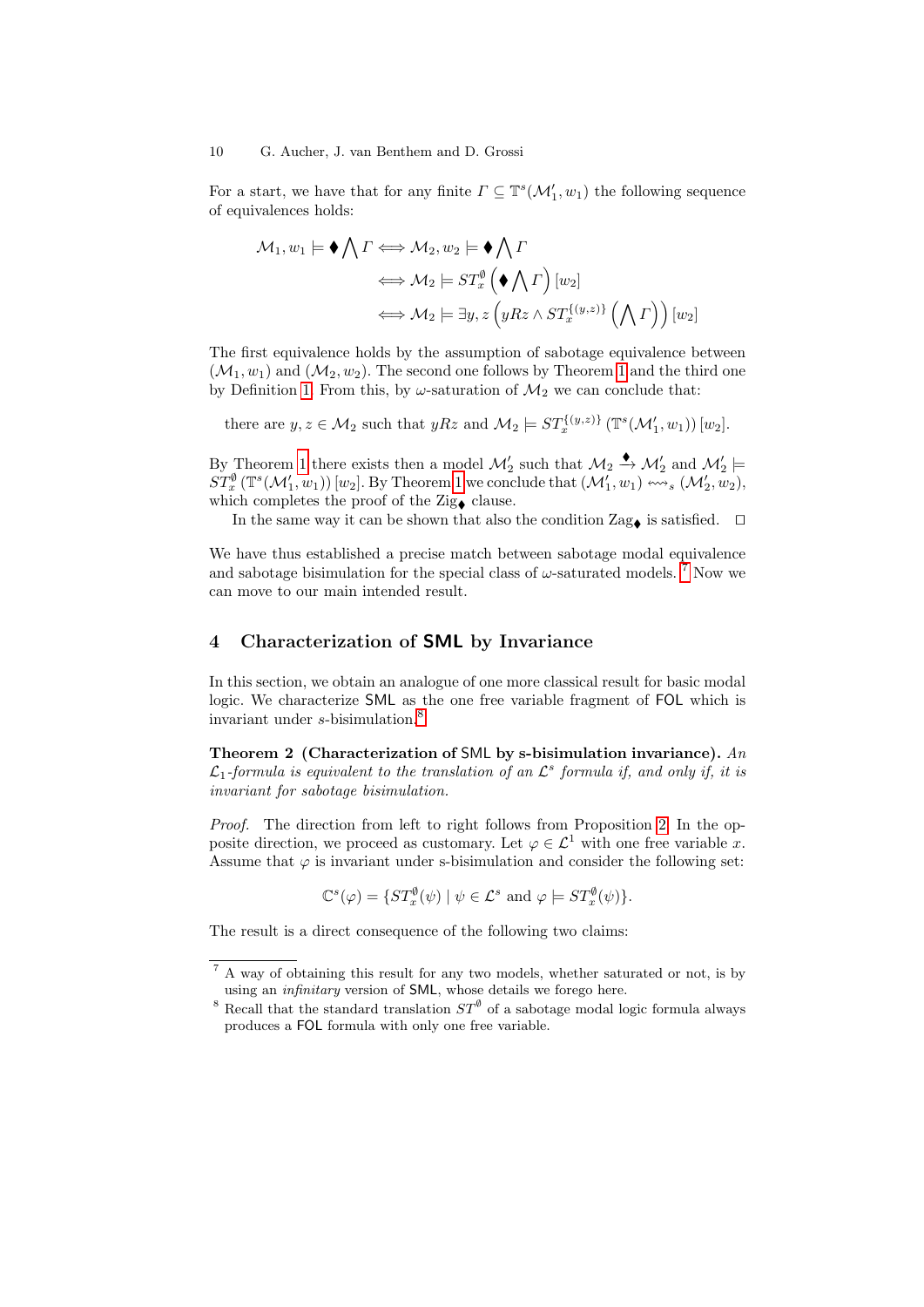For a start, we have that for any finite $\Gamma \subseteq \mathbb{T}^s(\mathcal{M}_1', w_1)$ the following sequence of equivalences holds:

$$
\begin{aligned}
\mathcal{M}_1, w_1 \models \blacklozenge \bigwedge \Gamma &\iff \mathcal{M}_2, w_2 \models \blacklozenge \bigwedge \Gamma \\
&\iff \mathcal{M}_2 \models ST_x^{\emptyset}\left(\blacklozenge \bigwedge \Gamma\right)[w_2] \\
&\iff \mathcal{M}_2 \models \exists y, z \left(yRz \wedge ST_x^{\{(y,z)\}}\left(\bigwedge \Gamma\right)\right)[w_2]
\end{aligned}
$$

The first equivalence holds by the assumption of sabotage equivalence between $(\mathcal{M}_1, w_1)$ and $(\mathcal{M}_2, w_2)$. The second one follows by Theorem 1 and the third one by Definition 1. From this, by $\omega$-saturation of $\mathcal{M}_2$ we can conclude that:

there are $y, z \in \mathcal{M}_2$ such that $yRz$ and $\mathcal{M}_2 \models ST_x^{\{(y,z)\}}(\mathbb{T}^s(\mathcal{M}_1', w_1))[w_2]$.

By Theorem 1 there exists then a model $\mathcal{M}_2'$ such that $\mathcal{M}_2 \xrightarrow{\blacklozenge} \mathcal{M}_2'$ and $\mathcal{M}_2' \models ST_x^{\emptyset}(\mathbb{T}^s(\mathcal{M}_1', w_1))[w_2]$. By Theorem 1 we conclude that $(\mathcal{M}_1', w_1) \leftrightsquigarrow_s (\mathcal{M}_2', w_2)$, which completes the proof of the Zig$_\blacklozenge$ clause.

In the same way it can be shown that also the condition Zag$_\blacklozenge$ is satisfied. $\square$

We have thus established a precise match between sabotage modal equivalence and sabotage bisimulation for the special class of $\omega$-saturated models. [7] Now we can move to our main intended result.

## 4 Characterization of SML by Invariance

In this section, we obtain an analogue of one more classical result for basic modal logic. We characterize SML as the one free variable fragment of FOL which is invariant under $s$-bisimulation.[8]

**Theorem 2 (Characterization of SML by s-bisimulation invariance).** *An $\mathcal{L}_1$-formula is equivalent to the translation of an $\mathcal{L}^s$ formula if, and only if, it is invariant for sabotage bisimulation.*

*Proof.* The direction from left to right follows from Proposition 2. In the opposite direction, we proceed as customary. Let $\varphi \in \mathcal{L}^1$ with one free variable $x$. Assume that $\varphi$ is invariant under s-bisimulation and consider the following set:

$$\mathbb{C}^s(\varphi) = \{ST_x^{\emptyset}(\psi) \mid \psi \in \mathcal{L}^s \text{ and } \varphi \models ST_x^{\emptyset}(\psi)\}.$$

The result is a direct consequence of the following two claims:

---

[7] A way of obtaining this result for any two models, whether saturated or not, is by using an *infinitary* version of SML, whose details we forego here.

[8] Recall that the standard translation $ST^{\emptyset}$ of a sabotage modal logic formula always produces a FOL formula with only one free variable.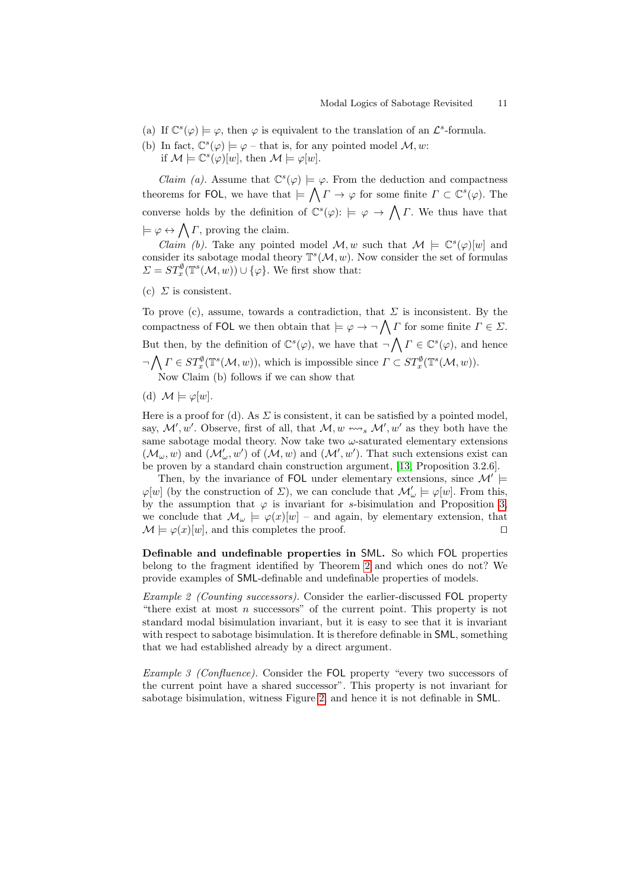(a) If $\mathbb{C}^s(\varphi) \models \varphi$, then $\varphi$ is equivalent to the translation of an $\mathcal{L}^s$-formula.

(b) In fact, $\mathbb{C}^s(\varphi) \models \varphi$ – that is, for any pointed model $\mathcal{M}, w$: if $\mathcal{M} \models \mathbb{C}^s(\varphi)[w]$, then $\mathcal{M} \models \varphi[w]$.

*Claim (a).* Assume that $\mathbb{C}^s(\varphi) \models \varphi$. From the deduction and compactness theorems for FOL, we have that $\models \bigwedge \Gamma \to \varphi$ for some finite $\Gamma \subset \mathbb{C}^s(\varphi)$. The converse holds by the definition of $\mathbb{C}^s(\varphi)$: $\models \varphi \to \bigwedge \Gamma$. We thus have that $\models \varphi \leftrightarrow \bigwedge \Gamma$, proving the claim.

*Claim (b).* Take any pointed model $\mathcal{M}, w$ such that $\mathcal{M} \models \mathbb{C}^s(\varphi)[w]$ and consider its sabotage modal theory $\mathbb{T}^s(\mathcal{M}, w)$. Now consider the set of formulas $\Sigma = ST^{\emptyset}_x(\mathbb{T}^s(\mathcal{M}, w)) \cup \{\varphi\}$. We first show that:

(c) $\Sigma$ is consistent.

To prove (c), assume, towards a contradiction, that $\Sigma$ is inconsistent. By the compactness of FOL we then obtain that $\models \varphi \to \neg \bigwedge \Gamma$ for some finite $\Gamma \in \Sigma$. But then, by the definition of $\mathbb{C}^s(\varphi)$, we have that $\neg \bigwedge \Gamma \in \mathbb{C}^s(\varphi)$, and hence $\neg \bigwedge \Gamma \in ST^{\emptyset}_x(\mathbb{T}^s(\mathcal{M}, w))$, which is impossible since $\Gamma \subset ST^{\emptyset}_x(\mathbb{T}^s(\mathcal{M}, w))$.

Now Claim (b) follows if we can show that

(d) $\mathcal{M} \models \varphi[w]$.

Here is a proof for (d). As $\Sigma$ is consistent, it can be satisfied by a pointed model, say, $\mathcal{M}', w'$. Observe, first of all, that $\mathcal{M}, w \leftrightsquigarrow_s \mathcal{M}', w'$ as they both have the same sabotage modal theory. Now take two $\omega$-saturated elementary extensions $(\mathcal{M}_\omega, w)$ and $(\mathcal{M}'_\omega, w')$ of $(\mathcal{M}, w)$ and $(\mathcal{M}', w')$. That such extensions exist can be proven by a standard chain construction argument, [13, Proposition 3.2.6].

Then, by the invariance of FOL under elementary extensions, since $\mathcal{M}' \models \varphi[w]$ (by the construction of $\Sigma$), we can conclude that $\mathcal{M}'_\omega \models \varphi[w]$. From this, by the assumption that $\varphi$ is invariant for $s$-bisimulation and Proposition 3, we conclude that $\mathcal{M}_\omega \models \varphi(x)[w]$ – and again, by elementary extension, that $\mathcal{M} \models \varphi(x)[w]$, and this completes the proof. $\square$

**Definable and undefinable properties in SML.** So which FOL properties belong to the fragment identified by Theorem 2 and which ones do not? We provide examples of SML-definable and undefinable properties of models.

*Example 2 (Counting successors).* Consider the earlier-discussed FOL property "there exist at most $n$ successors" of the current point. This property is not standard modal bisimulation invariant, but it is easy to see that it is invariant with respect to sabotage bisimulation. It is therefore definable in SML, something that we had established already by a direct argument.

*Example 3 (Confluence).* Consider the FOL property "every two successors of the current point have a shared successor". This property is not invariant for sabotage bisimulation, witness Figure 2, and hence it is not definable in SML.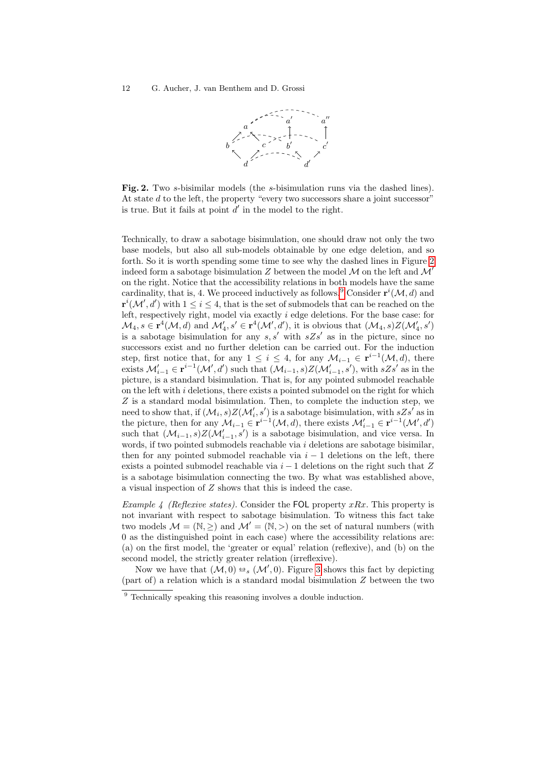**Fig. 2.** Two $s$-bisimilar models (the $s$-bisimulation runs via the dashed lines). At state $d$ to the left, the property "every two successors share a joint successor" is true. But it fails at point $d'$ in the model to the right.

Technically, to draw a sabotage bisimulation, one should draw not only the two base models, but also all sub-models obtainable by one edge deletion, and so forth. So it is worth spending some time to see why the dashed lines in Figure 2 indeed form a sabotage bisimulation $Z$ between the model $\mathcal{M}$ on the left and $\mathcal{M}'$ on the right. Notice that the accessibility relations in both models have the same cardinality, that is, 4. We proceed inductively as follows.[9] Consider $\mathbf{r}^i(\mathcal{M}, d)$ and $\mathbf{r}^i(\mathcal{M}', d')$ with $1 \leq i \leq 4$, that is the set of submodels that can be reached on the left, respectively right, model via exactly $i$ edge deletions. For the base case: for $\mathcal{M}_4, s \in \mathbf{r}^4(\mathcal{M}, d)$ and $\mathcal{M}'_4, s' \in \mathbf{r}^4(\mathcal{M}', d')$, it is obvious that $(\mathcal{M}_4, s)Z(\mathcal{M}'_4, s')$ is a sabotage bisimulation for any $s, s'$ with $sZs'$ as in the picture, since no successors exist and no further deletion can be carried out. For the induction step, first notice that, for any $1 \leq i \leq 4$, for any $\mathcal{M}_{i-1} \in \mathbf{r}^{i-1}(\mathcal{M}, d)$, there exists $\mathcal{M}'_{i-1} \in \mathbf{r}^{i-1}(\mathcal{M}', d')$ such that $(\mathcal{M}_{i-1}, s)Z(\mathcal{M}'_{i-1}, s')$, with $sZs'$ as in the picture, is a standard bisimulation. That is, for any pointed submodel reachable on the left with $i$ deletions, there exists a pointed submodel on the right for which $Z$ is a standard modal bisimulation. Then, to complete the induction step, we need to show that, if $(\mathcal{M}_i, s)Z(\mathcal{M}'_i, s')$ is a sabotage bisimulation, with $sZs'$ as in the picture, then for any $\mathcal{M}_{i-1} \in \mathbf{r}^{i-1}(\mathcal{M}, d)$, there exists $\mathcal{M}'_{i-1} \in \mathbf{r}^{i-1}(\mathcal{M}', d')$ such that $(\mathcal{M}_{i-1}, s)Z(\mathcal{M}'_{i-1}, s')$ is a sabotage bisimulation, and vice versa. In words, if two pointed submodels reachable via $i$ deletions are sabotage bisimilar, then for any pointed submodel reachable via $i - 1$ deletions on the left, there exists a pointed submodel reachable via $i - 1$ deletions on the right such that $Z$ is a sabotage bisimulation connecting the two. By what was established above, a visual inspection of $Z$ shows that this is indeed the case.

*Example 4 (Reflexive states).* Consider the FOL property $xRx$. This property is not invariant with respect to sabotage bisimulation. To witness this fact take two models $\mathcal{M} = (\mathbb{N}, \geq)$ and $\mathcal{M}' = (\mathbb{N}, >)$ on the set of natural numbers (with 0 as the distinguished point in each case) where the accessibility relations are: (a) on the first model, the 'greater or equal' relation (reflexive), and (b) on the second model, the strictly greater relation (irreflexive).

Now we have that $(\mathcal{M}, 0) \leftrightarrows_s (\mathcal{M}', 0)$. Figure 3 shows this fact by depicting (part of) a relation which is a standard modal bisimulation $Z$ between the two

[9] Technically speaking this reasoning involves a double induction.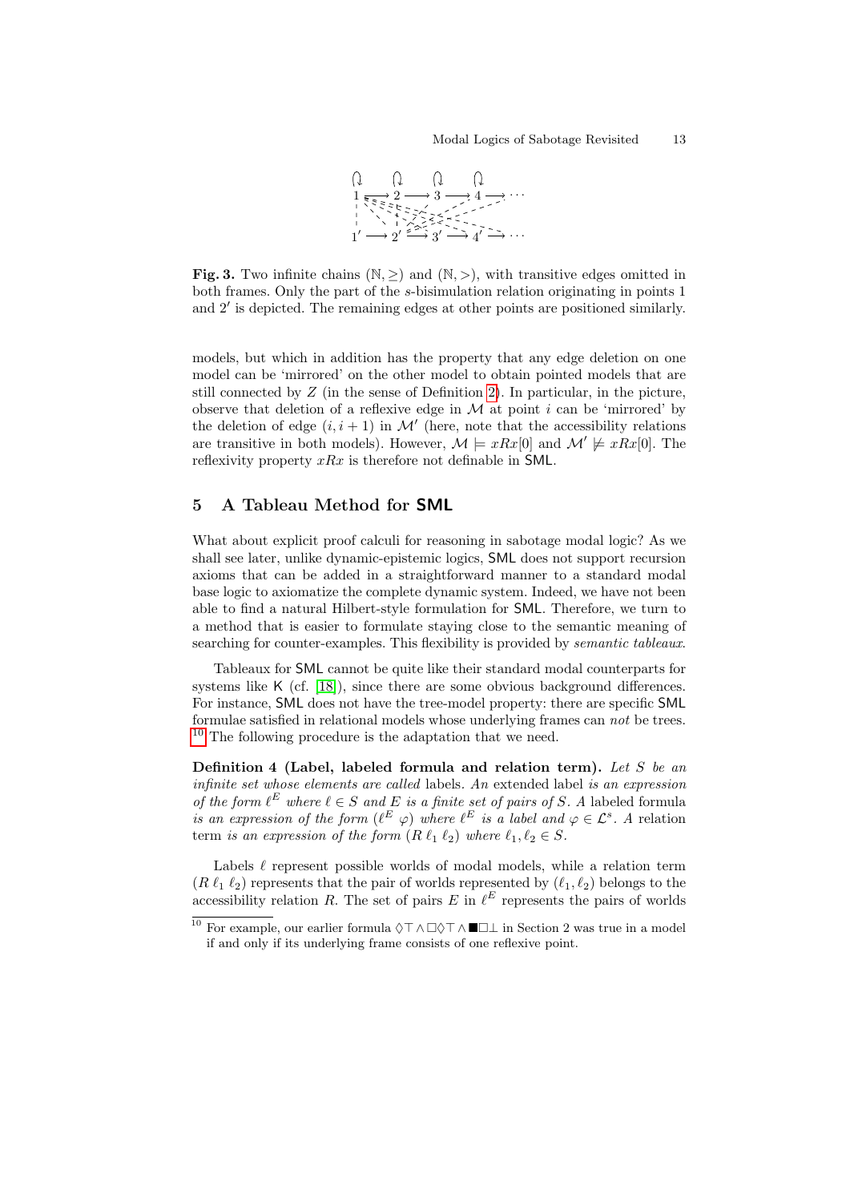**Fig. 3.** Two infinite chains $(\mathbb{N}, \geq)$ and $(\mathbb{N}, >)$, with transitive edges omitted in both frames. Only the part of the $s$-bisimulation relation originating in points 1 and $2'$ is depicted. The remaining edges at other points are positioned similarly.

models, but which in addition has the property that any edge deletion on one model can be 'mirrored' on the other model to obtain pointed models that are still connected by $Z$ (in the sense of Definition 2). In particular, in the picture, observe that deletion of a reflexive edge in $\mathcal{M}$ at point $i$ can be 'mirrored' by the deletion of edge $(i, i+1)$ in $\mathcal{M}'$ (here, note that the accessibility relations are transitive in both models). However, $\mathcal{M} \models xRx[0]$ and $\mathcal{M}' \not\models xRx[0]$. The reflexivity property $xRx$ is therefore not definable in SML.

## 5 A Tableau Method for SML

What about explicit proof calculi for reasoning in sabotage modal logic? As we shall see later, unlike dynamic-epistemic logics, SML does not support recursion axioms that can be added in a straightforward manner to a standard modal base logic to axiomatize the complete dynamic system. Indeed, we have not been able to find a natural Hilbert-style formulation for SML. Therefore, we turn to a method that is easier to formulate staying close to the semantic meaning of searching for counter-examples. This flexibility is provided by *semantic tableaux*.

Tableaux for SML cannot be quite like their standard modal counterparts for systems like K (cf. [18]), since there are some obvious background differences. For instance, SML does not have the tree-model property: there are specific SML formulae satisfied in relational models whose underlying frames can *not* be trees. [10] The following procedure is the adaptation that we need.

**Definition 4 (Label, labeled formula and relation term).** *Let $S$ be an infinite set whose elements are called* labels. *An* extended label *is an expression of the form $\ell^E$ where $\ell \in S$ and $E$ is a finite set of pairs of $S$. A* labeled formula *is an expression of the form $(\ell^E\ \varphi)$ where $\ell^E$ is a label and $\varphi \in \mathcal{L}^s$. A* relation term *is an expression of the form $(R\ \ell_1\ \ell_2)$ where $\ell_1, \ell_2 \in S$.*

Labels $\ell$ represent possible worlds of modal models, while a relation term $(R\ \ell_1\ \ell_2)$ represents that the pair of worlds represented by $(\ell_1, \ell_2)$ belongs to the accessibility relation $R$. The set of pairs $E$ in $\ell^E$ represents the pairs of worlds

[10] For example, our earlier formula $\Diamond\top \wedge \Box\Diamond\top \wedge \blacksquare\Box\bot$ in Section 2 was true in a model if and only if its underlying frame consists of one reflexive point.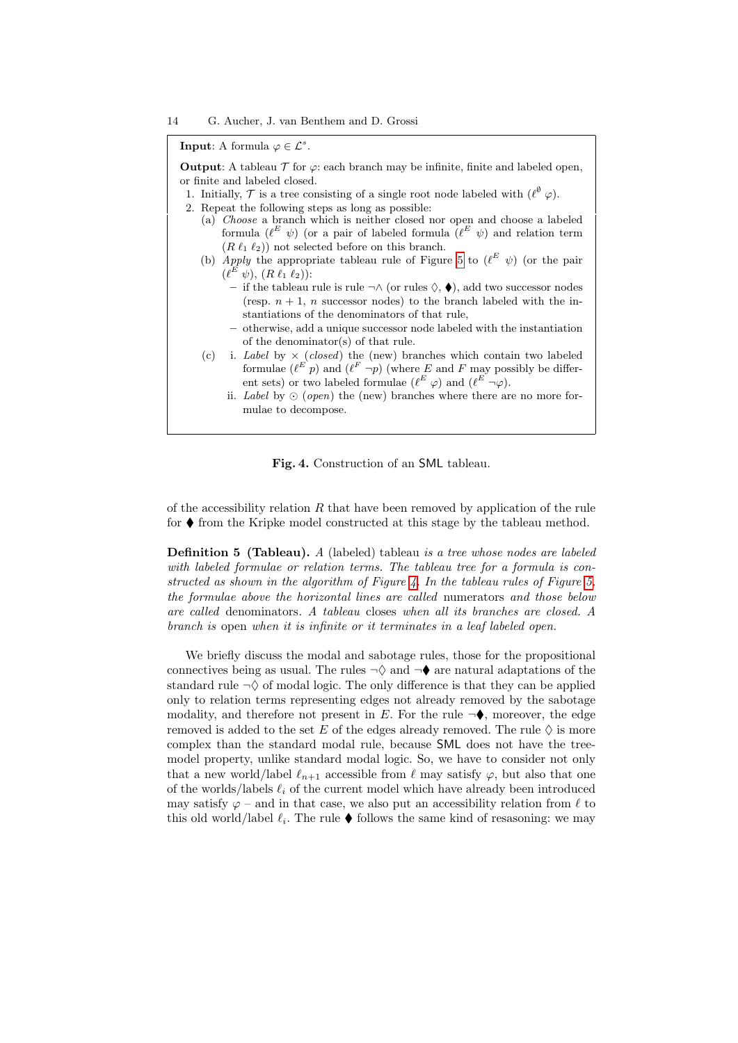**Input**: A formula $\varphi \in \mathcal{L}^s$.

**Output**: A tableau $\mathcal{T}$ for $\varphi$: each branch may be infinite, finite and labeled open, or finite and labeled closed.

1. Initially, $\mathcal{T}$ is a tree consisting of a single root node labeled with $(\ell^{\emptyset}\ \varphi)$.
2. Repeat the following steps as long as possible:
   (a) *Choose* a branch which is neither closed nor open and choose a labeled formula $(\ell^E\ \psi)$ (or a pair of labeled formula $(\ell^E\ \psi)$ and relation term $(R\ \ell_1\ \ell_2)$) not selected before on this branch.
   (b) *Apply* the appropriate tableau rule of Figure 5 to $(\ell^E\ \psi)$ (or the pair $(\ell^E\ \psi)$, $(R\ \ell_1\ \ell_2)$):
   - if the tableau rule is rule $\neg\wedge$ (or rules $\Diamond$, $\blacklozenge$), add two successor nodes (resp. $n+1$, $n$ successor nodes) to the branch labeled with the instantiations of the denominators of that rule,
   - otherwise, add a unique successor node labeled with the instantiation of the denominator(s) of that rule.

   (c) i. *Label* by $\times$ (*closed*) the (new) branches which contain two labeled formulae $(\ell^E\ p)$ and $(\ell^F\ \neg p)$ (where $E$ and $F$ may possibly be different sets) or two labeled formulae $(\ell^E\ \varphi)$ and $(\ell^E\ \neg\varphi)$.
   ii. *Label* by $\odot$ (*open*) the (new) branches where there are no more formulae to decompose.

**Fig. 4.** Construction of an SML tableau.

of the accessibility relation $R$ that have been removed by application of the rule for $\blacklozenge$ from the Kripke model constructed at this stage by the tableau method.

**Definition 5 (Tableau).** *A* (labeled) tableau *is a tree whose nodes are labeled with labeled formulae or relation terms. The tableau tree for a formula is constructed as shown in the algorithm of Figure 4. In the tableau rules of Figure 5, the formulae above the horizontal lines are called* numerators *and those below are called* denominators. *A tableau* closes *when all its branches are closed. A branch is* open *when it is infinite or it terminates in a leaf labeled open.*

We briefly discuss the modal and sabotage rules, those for the propositional connectives being as usual. The rules $\neg\Diamond$ and $\neg\blacklozenge$ are natural adaptations of the standard rule $\neg\Diamond$ of modal logic. The only difference is that they can be applied only to relation terms representing edges not already removed by the sabotage modality, and therefore not present in $E$. For the rule $\neg\blacklozenge$, moreover, the edge removed is added to the set $E$ of the edges already removed. The rule $\Diamond$ is more complex than the standard modal rule, because SML does not have the tree-model property, unlike standard modal logic. So, we have to consider not only that a new world/label $\ell_{n+1}$ accessible from $\ell$ may satisfy $\varphi$, but also that one of the worlds/labels $\ell_i$ of the current model which have already been introduced may satisfy $\varphi$ – and in that case, we also put an accessibility relation from $\ell$ to this old world/label $\ell_i$. The rule $\blacklozenge$ follows the same kind of resasoning: we may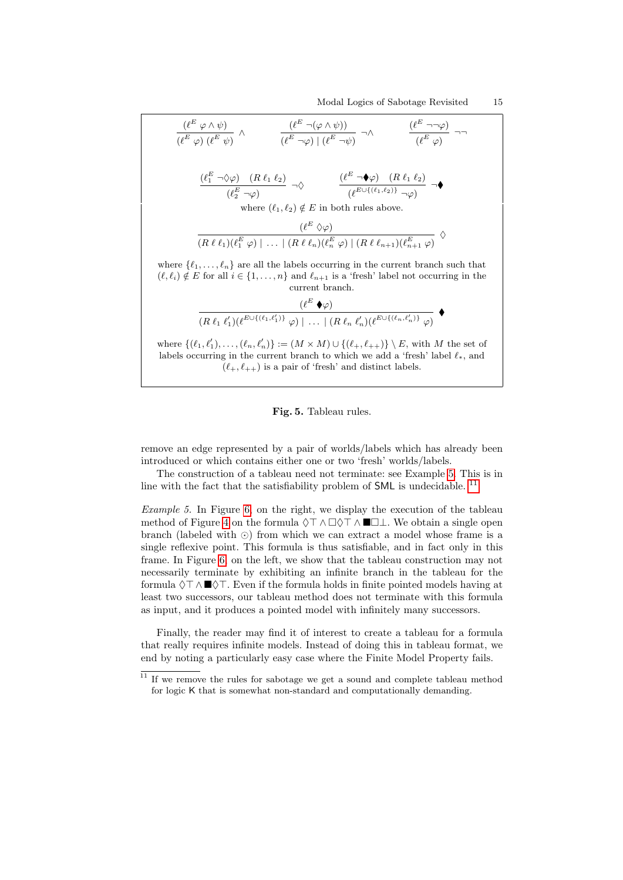$$\frac{(\ell^E\ \varphi \wedge \psi)}{(\ell^E\ \varphi)\ (\ell^E\ \psi)}\ \wedge \qquad \frac{(\ell^E\ \neg(\varphi \wedge \psi))}{(\ell^E\ \neg\varphi) \mid (\ell^E\ \neg\psi)}\ \neg\wedge \qquad \frac{(\ell^E\ \neg\neg\varphi)}{(\ell^E\ \varphi)}\ \neg\neg$$

$$\frac{(\ell_1^E\ \neg\Diamond\varphi) \quad (R\ \ell_1\ \ell_2)}{(\ell_2^E\ \neg\varphi)}\ \neg\Diamond \qquad \frac{(\ell^E\ \neg\blacklozenge\varphi) \quad (R\ \ell_1\ \ell_2)}{(\ell^{E\cup\{(\ell_1,\ell_2)\}}\ \neg\varphi)}\ \neg\blacklozenge$$

where $(\ell_1, \ell_2) \notin E$ in both rules above.

$$\frac{(\ell^E\ \Diamond\varphi)}{(R\ \ell\ \ell_1)(\ell_1^E\ \varphi) \mid \ \ldots\ \mid (R\ \ell\ \ell_n)(\ell_n^E\ \varphi) \mid (R\ \ell\ \ell_{n+1})(\ell_{n+1}^E\ \varphi)}\ \Diamond$$

where $\{\ell_1, \ldots, \ell_n\}$ are all the labels occurring in the current branch such that $(\ell, \ell_i) \notin E$ for all $i \in \{1, \ldots, n\}$ and $\ell_{n+1}$ is a 'fresh' label not occurring in the current branch.

$$\frac{(\ell^E\ \blacklozenge\varphi)}{(R\ \ell_1\ \ell_1')(\ell^{E\cup\{(\ell_1,\ell_1')\}}\ \varphi) \mid \ \ldots\ \mid (R\ \ell_n\ \ell_n')(\ell^{E\cup\{(\ell_n,\ell_n')\}}\ \varphi)}\ \blacklozenge$$

where $\{(\ell_1, \ell_1'), \ldots, (\ell_n, \ell_n')\} := (M \times M) \cup \{(\ell_+, \ell_{++})\} \setminus E$, with $M$ the set of labels occurring in the current branch to which we add a 'fresh' label $\ell_*$, and $(\ell_+, \ell_{++})$ is a pair of 'fresh' and distinct labels.

**Fig. 5.** Tableau rules.

remove an edge represented by a pair of worlds/labels which has already been introduced or which contains either one or two 'fresh' worlds/labels.

The construction of a tableau need not terminate: see Example 5. This is in line with the fact that the satisfiability problem of SML is undecidable. [11]

*Example 5.* In Figure 6, on the right, we display the execution of the tableau method of Figure 4 on the formula $\Diamond\top \wedge \Box\Diamond\top \wedge \blacksquare\Box\bot$. We obtain a single open branch (labeled with $\odot$) from which we can extract a model whose frame is a single reflexive point. This formula is thus satisfiable, and in fact only in this frame. In Figure 6, on the left, we show that the tableau construction may not necessarily terminate by exhibiting an infinite branch in the tableau for the formula $\Diamond\top \wedge \blacksquare\Diamond\top$. Even if the formula holds in finite pointed models having at least two successors, our tableau method does not terminate with this formula as input, and it produces a pointed model with infinitely many successors.

Finally, the reader may find it of interest to create a tableau for a formula that really requires infinite models. Instead of doing this in tableau format, we end by noting a particularly easy case where the Finite Model Property fails.

[11] If we remove the rules for sabotage we get a sound and complete tableau method for logic K that is somewhat non-standard and computationally demanding.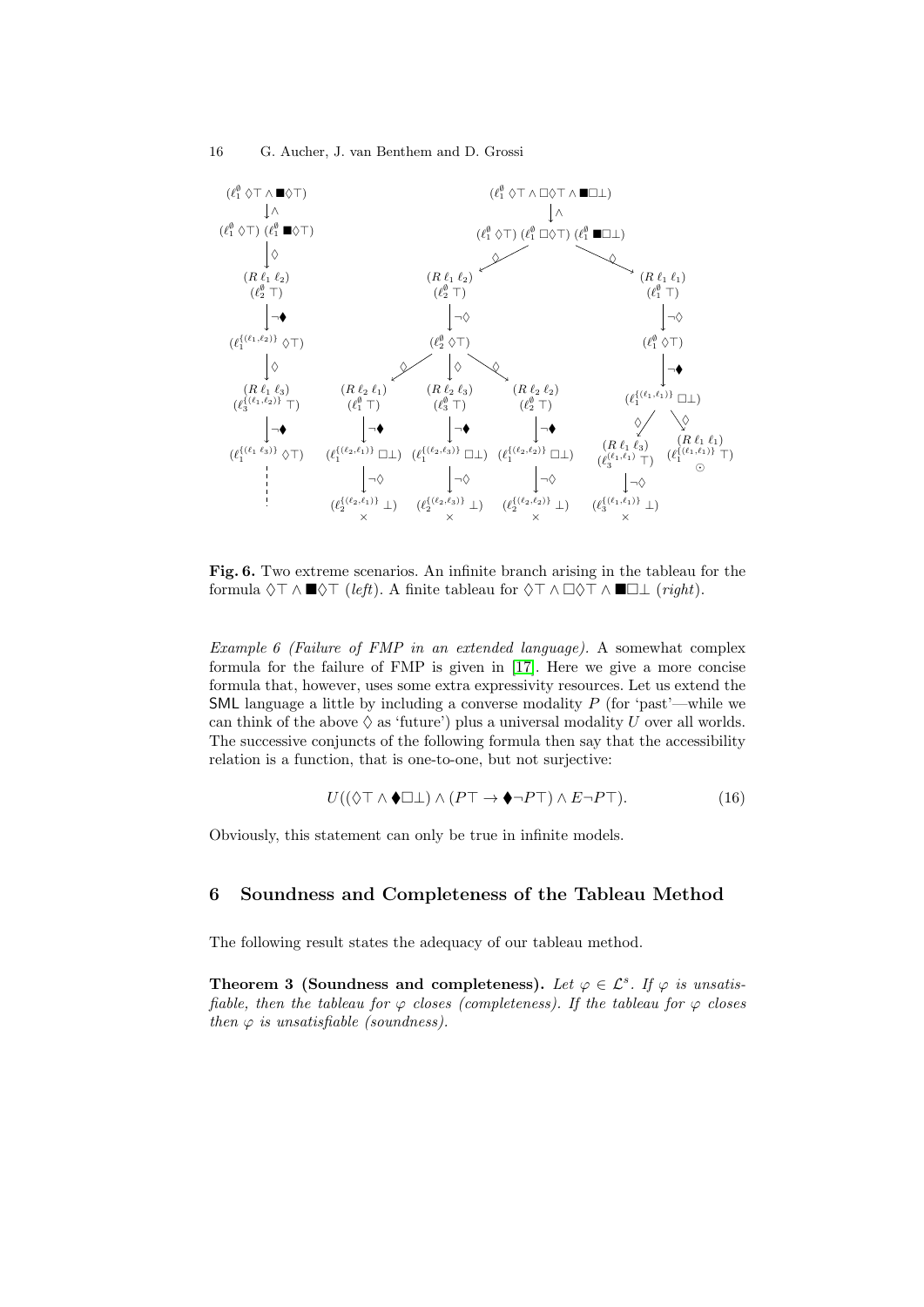**Fig. 6.** Two extreme scenarios. An infinite branch arising in the tableau for the formula $\Diamond\top \wedge \blacksquare\Diamond\top$ (*left*). A finite tableau for $\Diamond\top \wedge \Box\Diamond\top \wedge \blacksquare\Box\bot$ (*right*).

*Example 6 (Failure of FMP in an extended language).* A somewhat complex formula for the failure of FMP is given in [17]. Here we give a more concise formula that, however, uses some extra expressivity resources. Let us extend the SML language a little by including a converse modality $P$ (for 'past'—while we can think of the above $\Diamond$ as 'future') plus a universal modality $U$ over all worlds. The successive conjuncts of the following formula then say that the accessibility relation is a function, that is one-to-one, but not surjective:

$$U((\Diamond\top \wedge \blacklozenge\Box\bot) \wedge (P\top \rightarrow \blacklozenge\neg P\top) \wedge E\neg P\top). \tag{16}$$

Obviously, this statement can only be true in infinite models.

## 6 Soundness and Completeness of the Tableau Method

The following result states the adequacy of our tableau method.

**Theorem 3 (Soundness and completeness).** *Let $\varphi \in \mathcal{L}^s$. If $\varphi$ is unsatisfiable, then the tableau for $\varphi$ closes (completeness). If the tableau for $\varphi$ closes then $\varphi$ is unsatisfiable (soundness).*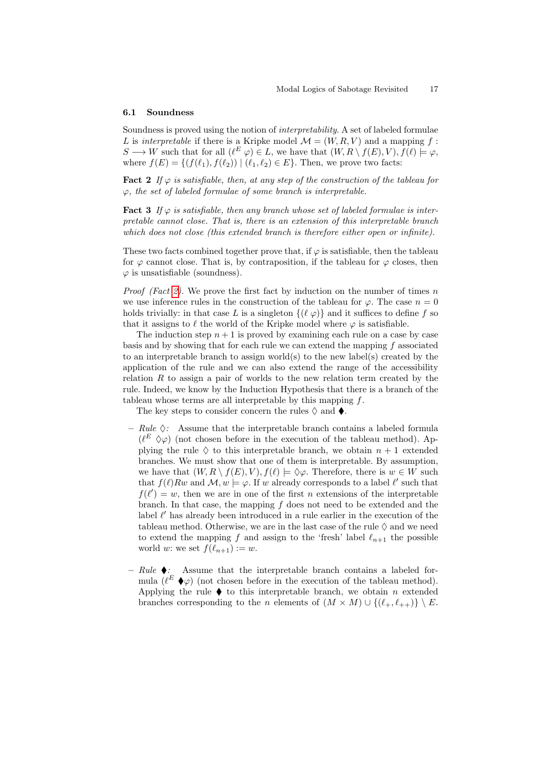### 6.1 Soundness

Soundness is proved using the notion of *interpretability*. A set of labeled formulae $L$ is *interpretable* if there is a Kripke model $\mathcal{M} = (W, R, V)$ and a mapping $f : S \longrightarrow W$ such that for all $(\ell^E\ \varphi) \in L$, we have that $(W, R \setminus f(E), V), f(\ell) \models \varphi$, where $f(E) = \{(f(\ell_1), f(\ell_2)) \mid (\ell_1, \ell_2) \in E\}$. Then, we prove two facts:

**Fact 2** *If $\varphi$ is satisfiable, then, at any step of the construction of the tableau for $\varphi$, the set of labeled formulae of some branch is interpretable.*

**Fact 3** *If $\varphi$ is satisfiable, then any branch whose set of labeled formulae is interpretable cannot close. That is, there is an extension of this interpretable branch which does not close (this extended branch is therefore either open or infinite).*

These two facts combined together prove that, if $\varphi$ is satisfiable, then the tableau for $\varphi$ cannot close. That is, by contraposition, if the tableau for $\varphi$ closes, then $\varphi$ is unsatisfiable (soundness).

*Proof (Fact 2).* We prove the first fact by induction on the number of times $n$ we use inference rules in the construction of the tableau for $\varphi$. The case $n = 0$ holds trivially: in that case $L$ is a singleton $\{(\ell\ \varphi)\}$ and it suffices to define $f$ so that it assigns to $\ell$ the world of the Kripke model where $\varphi$ is satisfiable.

The induction step $n+1$ is proved by examining each rule on a case by case basis and by showing that for each rule we can extend the mapping $f$ associated to an interpretable branch to assign world(s) to the new label(s) created by the application of the rule and we can also extend the range of the accessibility relation $R$ to assign a pair of worlds to the new relation term created by the rule. Indeed, we know by the Induction Hypothesis that there is a branch of the tableau whose terms are all interpretable by this mapping $f$.

The key steps to consider concern the rules $\Diamond$ and $\blacklozenge$.

- *Rule $\Diamond$:* Assume that the interpretable branch contains a labeled formula $(\ell^E\ \Diamond\varphi)$ (not chosen before in the execution of the tableau method). Applying the rule $\Diamond$ to this interpretable branch, we obtain $n+1$ extended branches. We must show that one of them is interpretable. By assumption, we have that $(W, R \setminus f(E), V), f(\ell) \models \Diamond\varphi$. Therefore, there is $w \in W$ such that $f(\ell)Rw$ and $\mathcal{M}, w \models \varphi$. If $w$ already corresponds to a label $\ell'$ such that $f(\ell') = w$, then we are in one of the first $n$ extensions of the interpretable branch. In that case, the mapping $f$ does not need to be extended and the label $\ell'$ has already been introduced in a rule earlier in the execution of the tableau method. Otherwise, we are in the last case of the rule $\Diamond$ and we need to extend the mapping $f$ and assign to the 'fresh' label $\ell_{n+1}$ the possible world $w$: we set $f(\ell_{n+1}) := w$.

- *Rule $\blacklozenge$:* Assume that the interpretable branch contains a labeled formula $(\ell^E\ \blacklozenge\varphi)$ (not chosen before in the execution of the tableau method). Applying the rule $\blacklozenge$ to this interpretable branch, we obtain $n$ extended branches corresponding to the $n$ elements of $(M \times M) \cup \{(\ell_+, \ell_{++})\} \setminus E$.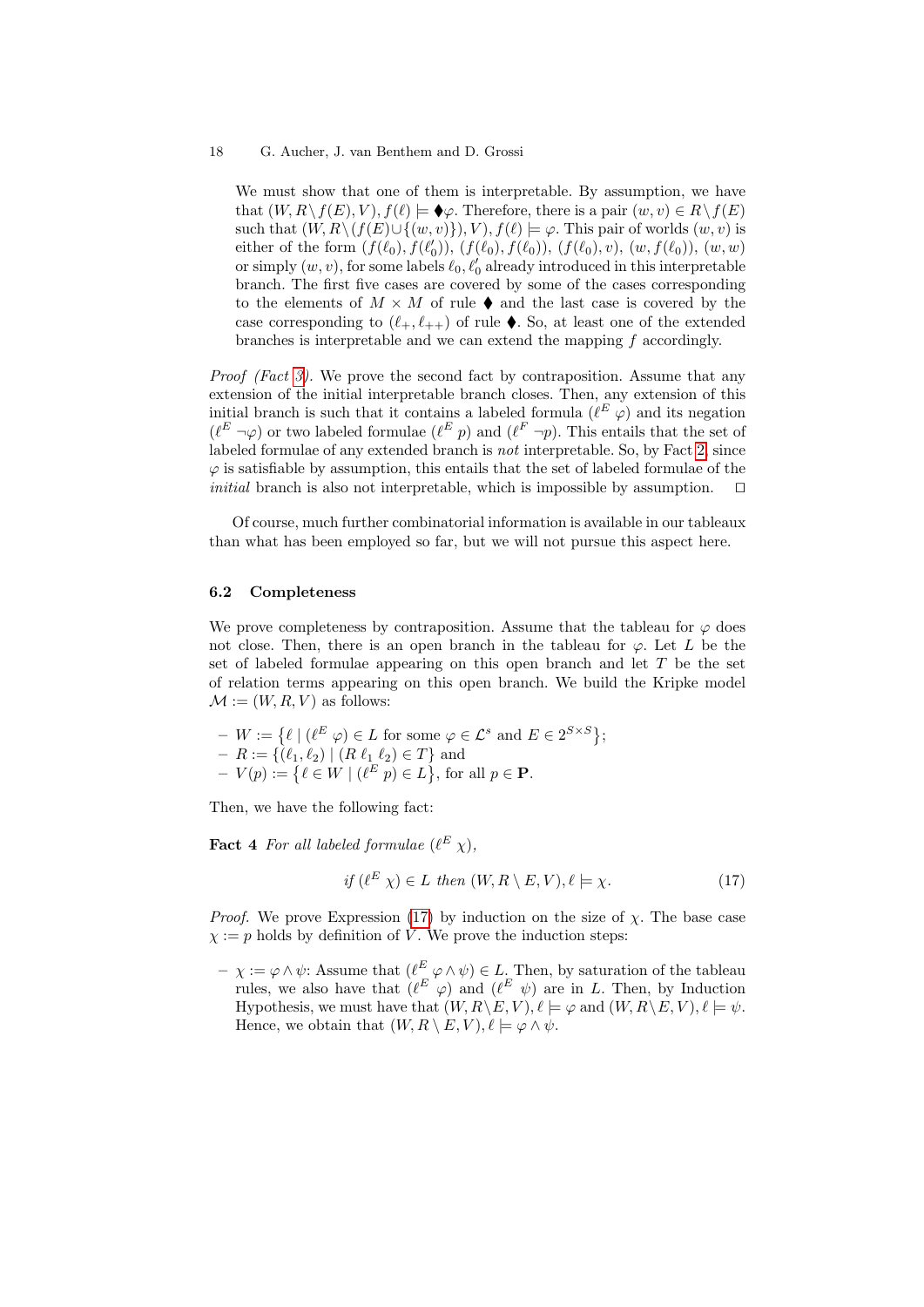We must show that one of them is interpretable. By assumption, we have that $(W, R \setminus f(E), V), f(\ell) \models \blacklozenge\varphi$. Therefore, there is a pair $(w, v) \in R \setminus f(E)$ such that $(W, R \setminus (f(E) \cup \{(w, v)\}), V), f(\ell) \models \varphi$. This pair of worlds $(w, v)$ is either of the form $(f(\ell_0), f(\ell_0'))$, $(f(\ell_0), f(\ell_0))$, $(f(\ell_0), v)$, $(w, f(\ell_0))$, $(w, w)$ or simply $(w, v)$, for some labels $\ell_0, \ell_0'$ already introduced in this interpretable branch. The first five cases are covered by some of the cases corresponding to the elements of $M \times M$ of rule $\blacklozenge$ and the last case is covered by the case corresponding to $(\ell_+, \ell_{++})$ of rule $\blacklozenge$. So, at least one of the extended branches is interpretable and we can extend the mapping $f$ accordingly.

*Proof (Fact 3).* We prove the second fact by contraposition. Assume that any extension of the initial interpretable branch closes. Then, any extension of this initial branch is such that it contains a labeled formula $(\ell^E\ \varphi)$ and its negation $(\ell^E\ \neg\varphi)$ or two labeled formulae $(\ell^E\ p)$ and $(\ell^F\ \neg p)$. This entails that the set of labeled formulae of any extended branch is *not* interpretable. So, by Fact 2, since $\varphi$ is satisfiable by assumption, this entails that the set of labeled formulae of the *initial* branch is also not interpretable, which is impossible by assumption. $\square$

Of course, much further combinatorial information is available in our tableaux than what has been employed so far, but we will not pursue this aspect here.

### 6.2 Completeness

We prove completeness by contraposition. Assume that the tableau for $\varphi$ does not close. Then, there is an open branch in the tableau for $\varphi$. Let $L$ be the set of labeled formulae appearing on this open branch and let $T$ be the set of relation terms appearing on this open branch. We build the Kripke model $\mathcal{M} := (W, R, V)$ as follows:

- $W := \{\ell \mid (\ell^E\ \varphi) \in L \text{ for some } \varphi \in \mathcal{L}^s \text{ and } E \in 2^{S \times S}\}$;
- $R := \{(\ell_1, \ell_2) \mid (R\ \ell_1\ \ell_2) \in T\}$ and
- $V(p) := \{\ell \in W \mid (\ell^E\ p) \in L\}$, for all $p \in \mathbf{P}$.

Then, we have the following fact:

**Fact 4** *For all labeled formulae $(\ell^E\ \chi)$,*

$$\textit{if } (\ell^E\ \chi) \in L \textit{ then } (W, R \setminus E, V), \ell \models \chi. \tag{17}$$

*Proof.* We prove Expression (17) by induction on the size of $\chi$. The base case $\chi := p$ holds by definition of $V$. We prove the induction steps:

- $\chi := \varphi \wedge \psi$: Assume that $(\ell^E\ \varphi \wedge \psi) \in L$. Then, by saturation of the tableau rules, we also have that $(\ell^E\ \varphi)$ and $(\ell^E\ \psi)$ are in $L$. Then, by Induction Hypothesis, we must have that $(W, R \setminus E, V), \ell \models \varphi$ and $(W, R \setminus E, V), \ell \models \psi$. Hence, we obtain that $(W, R \setminus E, V), \ell \models \varphi \wedge \psi$.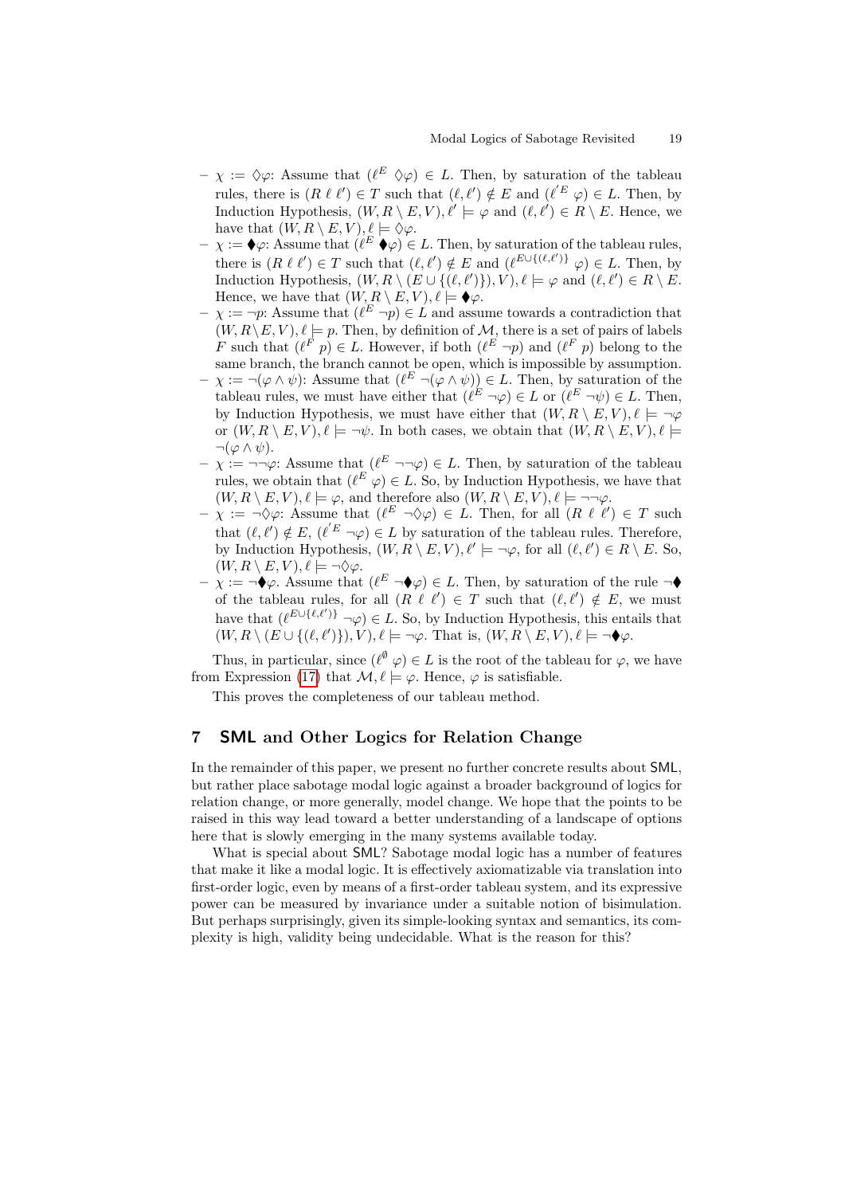- $\chi := \Diamond\varphi$: Assume that $(\ell^E\ \Diamond\varphi) \in L$. Then, by saturation of the tableau rules, there is $(R\ \ell\ \ell') \in T$ such that $(\ell, \ell') \notin E$ and $(\ell'^E\ \varphi) \in L$. Then, by Induction Hypothesis, $(W, R \setminus E, V), \ell' \models \varphi$ and $(\ell, \ell') \in R \setminus E$. Hence, we have that $(W, R \setminus E, V), \ell \models \Diamond\varphi$.
- $\chi := \blacklozenge\varphi$: Assume that $(\ell^E\ \blacklozenge\varphi) \in L$. Then, by saturation of the tableau rules, there is $(R\ \ell\ \ell') \in T$ such that $(\ell, \ell') \notin E$ and $(\ell^{E\cup\{(\ell,\ell')\}}\ \varphi) \in L$. Then, by Induction Hypothesis, $(W, R \setminus (E \cup \{(\ell, \ell')\}), V), \ell \models \varphi$ and $(\ell, \ell') \in R \setminus E$. Hence, we have that $(W, R \setminus E, V), \ell \models \blacklozenge\varphi$.
- $\chi := \neg p$: Assume that $(\ell^E\ \neg p) \in L$ and assume towards a contradiction that $(W, R \setminus E, V), \ell \models p$. Then, by definition of $\mathcal{M}$, there is a set of pairs of labels $F$ such that $(\ell^F\ p) \in L$. However, if both $(\ell^E\ \neg p)$ and $(\ell^F\ p)$ belong to the same branch, the branch cannot be open, which is impossible by assumption.
- $\chi := \neg(\varphi \wedge \psi)$: Assume that $(\ell^E\ \neg(\varphi \wedge \psi)) \in L$. Then, by saturation of the tableau rules, we must have either that $(\ell^E\ \neg\varphi) \in L$ or $(\ell^E\ \neg\psi) \in L$. Then, by Induction Hypothesis, we must have either that $(W, R \setminus E, V), \ell \models \neg\varphi$ or $(W, R \setminus E, V), \ell \models \neg\psi$. In both cases, we obtain that $(W, R \setminus E, V), \ell \models \neg(\varphi \wedge \psi)$.
- $\chi := \neg\neg\varphi$: Assume that $(\ell^E\ \neg\neg\varphi) \in L$. Then, by saturation of the tableau rules, we obtain that $(\ell^E\ \varphi) \in L$. So, by Induction Hypothesis, we have that $(W, R \setminus E, V), \ell \models \varphi$, and therefore also $(W, R \setminus E, V), \ell \models \neg\neg\varphi$.
- $\chi := \neg\Diamond\varphi$: Assume that $(\ell^E\ \neg\Diamond\varphi) \in L$. Then, for all $(R\ \ell\ \ell') \in T$ such that $(\ell, \ell') \notin E$, $(\ell'^E\ \neg\varphi) \in L$ by saturation of the tableau rules. Therefore, by Induction Hypothesis, $(W, R \setminus E, V), \ell' \models \neg\varphi$, for all $(\ell, \ell') \in R \setminus E$. So, $(W, R \setminus E, V), \ell \models \neg\Diamond\varphi$.
- $\chi := \neg\blacklozenge\varphi$. Assume that $(\ell^E\ \neg\blacklozenge\varphi) \in L$. Then, by saturation of the rule $\neg\blacklozenge$ of the tableau rules, for all $(R\ \ell\ \ell') \in T$ such that $(\ell, \ell') \notin E$, we must have that $(\ell^{E\cup\{\ell,\ell'\}\}}\ \neg\varphi) \in L$. So, by Induction Hypothesis, this entails that $(W, R \setminus (E \cup \{(\ell, \ell')\}), V), \ell \models \neg\varphi$. That is, $(W, R \setminus E, V), \ell \models \neg\blacklozenge\varphi$.

Thus, in particular, since $(\ell^\emptyset\ \varphi) \in L$ is the root of the tableau for $\varphi$, we have from Expression (17) that $\mathcal{M}, \ell \models \varphi$. Hence, $\varphi$ is satisfiable.

This proves the completeness of our tableau method.

## 7 SML and Other Logics for Relation Change

In the remainder of this paper, we present no further concrete results about SML, but rather place sabotage modal logic against a broader background of logics for relation change, or more generally, model change. We hope that the points to be raised in this way lead toward a better understanding of a landscape of options here that is slowly emerging in the many systems available today.

What is special about SML? Sabotage modal logic has a number of features that make it like a modal logic. It is effectively axiomatizable via translation into first-order logic, even by means of a first-order tableau system, and its expressive power can be measured by invariance under a suitable notion of bisimulation. But perhaps surprisingly, given its simple-looking syntax and semantics, its complexity is high, validity being undecidable. What is the reason for this?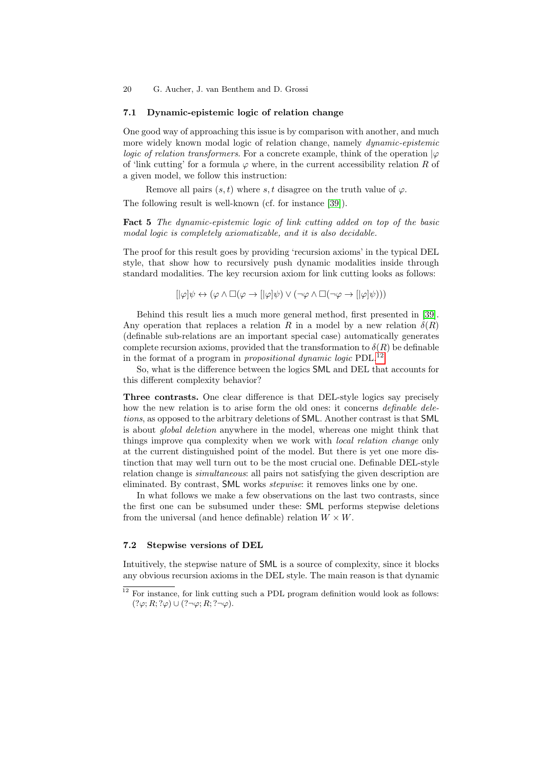### 7.1 Dynamic-epistemic logic of relation change

One good way of approaching this issue is by comparison with another, and much more widely known modal logic of relation change, namely *dynamic-epistemic logic of relation transformers*. For a concrete example, think of the operation $|\varphi$ of 'link cutting' for a formula $\varphi$ where, in the current accessibility relation $R$ of a given model, we follow this instruction:

Remove all pairs $(s,t)$ where $s,t$ disagree on the truth value of $\varphi$.

The following result is well-known (cf. for instance [39]).

**Fact 5** *The dynamic-epistemic logic of link cutting added on top of the basic modal logic is completely axiomatizable, and it is also decidable.*

The proof for this result goes by providing 'recursion axioms' in the typical DEL style, that show how to recursively push dynamic modalities inside through standard modalities. The key recursion axiom for link cutting looks as follows:

$$[|\varphi]\psi \leftrightarrow (\varphi \wedge \Box(\varphi \rightarrow [|\varphi]\psi) \vee (\neg\varphi \wedge \Box(\neg\varphi \rightarrow [|\varphi]\psi)))$$

Behind this result lies a much more general method, first presented in [39]. Any operation that replaces a relation $R$ in a model by a new relation $\delta(R)$ (definable sub-relations are an important special case) automatically generates complete recursion axioms, provided that the transformation to $\delta(R)$ be definable in the format of a program in *propositional dynamic logic* PDL.[12]

So, what is the difference between the logics SML and DEL that accounts for this different complexity behavior?

**Three contrasts.** One clear difference is that DEL-style logics say precisely how the new relation is to arise form the old ones: it concerns *definable deletions*, as opposed to the arbitrary deletions of SML. Another contrast is that SML is about *global deletion* anywhere in the model, whereas one might think that things improve qua complexity when we work with *local relation change* only at the current distinguished point of the model. But there is yet one more distinction that may well turn out to be the most crucial one. Definable DEL-style relation change is *simultaneous*: all pairs not satisfying the given description are eliminated. By contrast, SML works *stepwise*: it removes links one by one.

In what follows we make a few observations on the last two contrasts, since the first one can be subsumed under these: SML performs stepwise deletions from the universal (and hence definable) relation $W \times W$.

### 7.2 Stepwise versions of DEL

Intuitively, the stepwise nature of SML is a source of complexity, since it blocks any obvious recursion axioms in the DEL style. The main reason is that dynamic

[12] For instance, for link cutting such a PDL program definition would look as follows: $(?\varphi; R; ?\varphi) \cup (?\neg\varphi; R; ?\neg\varphi)$.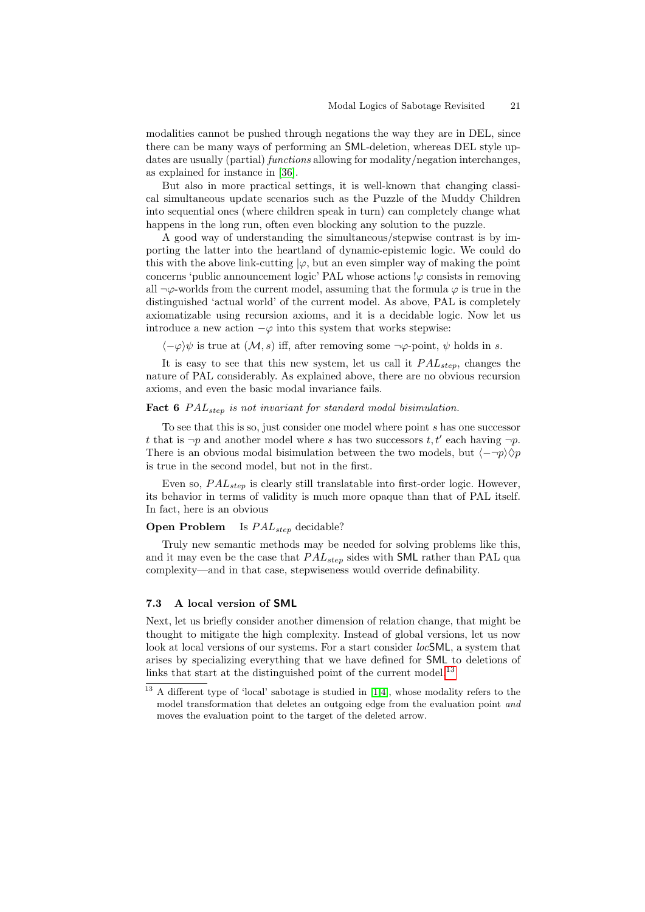modalities cannot be pushed through negations the way they are in DEL, since there can be many ways of performing an SML-deletion, whereas DEL style updates are usually (partial) *functions* allowing for modality/negation interchanges, as explained for instance in [36].

But also in more practical settings, it is well-known that changing classical simultaneous update scenarios such as the Puzzle of the Muddy Children into sequential ones (where children speak in turn) can completely change what happens in the long run, often even blocking any solution to the puzzle.

A good way of understanding the simultaneous/stepwise contrast is by importing the latter into the heartland of dynamic-epistemic logic. We could do this with the above link-cutting $|\varphi$, but an even simpler way of making the point concerns 'public announcement logic' PAL whose actions $!\varphi$ consists in removing all $\neg\varphi$-worlds from the current model, assuming that the formula $\varphi$ is true in the distinguished 'actual world' of the current model. As above, PAL is completely axiomatizable using recursion axioms, and it is a decidable logic. Now let us introduce a new action $-\varphi$ into this system that works stepwise:

$\langle -\varphi \rangle \psi$ is true at $(\mathcal{M}, s)$ iff, after removing some $\neg\varphi$-point, $\psi$ holds in $s$.

It is easy to see that this new system, let us call it $PAL_{step}$, changes the nature of PAL considerably. As explained above, there are no obvious recursion axioms, and even the basic modal invariance fails.

**Fact 6** *$PAL_{step}$ is not invariant for standard modal bisimulation.*

To see that this is so, just consider one model where point $s$ has one successor $t$ that is $\neg p$ and another model where $s$ has two successors $t, t'$ each having $\neg p$. There is an obvious modal bisimulation between the two models, but $\langle -\neg p \rangle \Diamond p$ is true in the second model, but not in the first.

Even so, $PAL_{step}$ is clearly still translatable into first-order logic. However, its behavior in terms of validity is much more opaque than that of PAL itself. In fact, here is an obvious

**Open Problem** Is $PAL_{step}$ decidable?

Truly new semantic methods may be needed for solving problems like this, and it may even be the case that $PAL_{step}$ sides with SML rather than PAL qua complexity—and in that case, stepwiseness would override definability.

### 7.3 A local version of SML

Next, let us briefly consider another dimension of relation change, that might be thought to mitigate the high complexity. Instead of global versions, let us now look at local versions of our systems. For a start consider *loc*SML, a system that arises by specializing everything that we have defined for SML to deletions of links that start at the distinguished point of the current model.[13]

[13] A different type of 'local' sabotage is studied in [1,4], whose modality refers to the model transformation that deletes an outgoing edge from the evaluation point *and* moves the evaluation point to the target of the deleted arrow.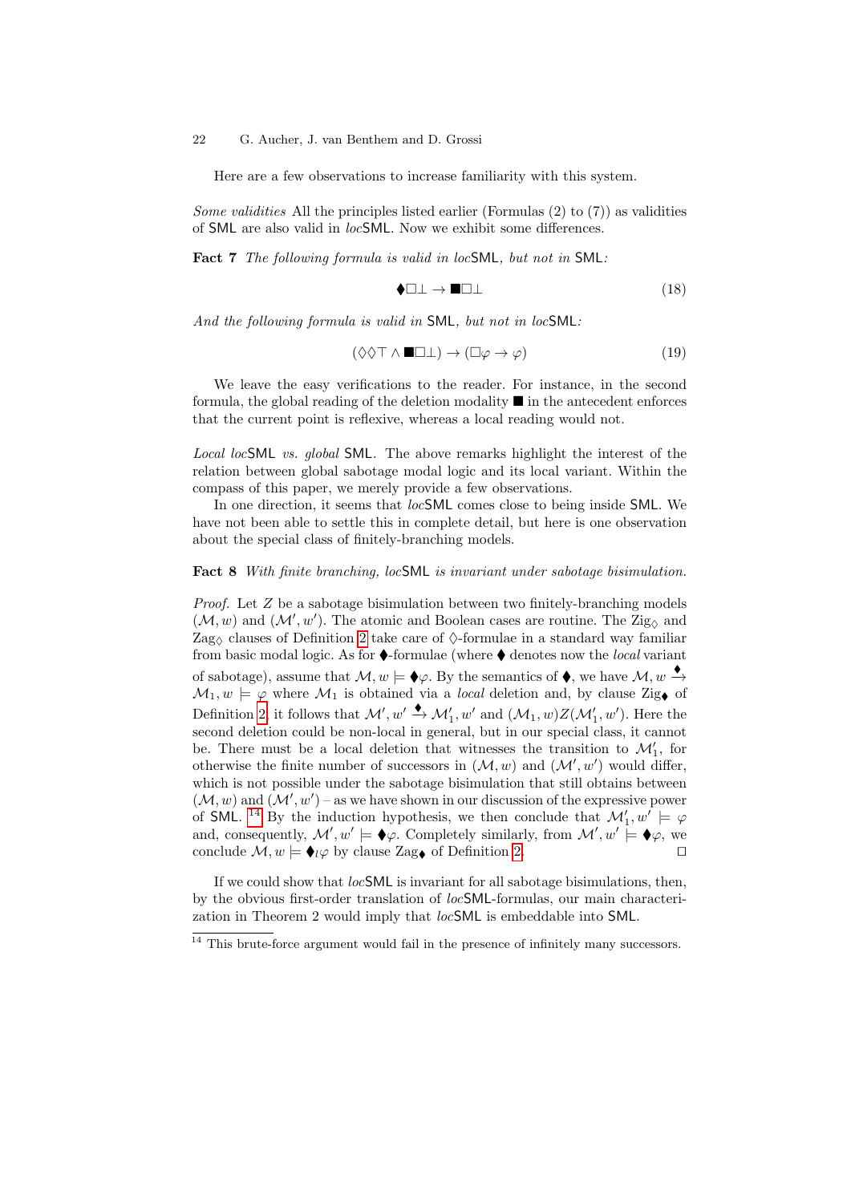Here are a few observations to increase familiarity with this system.

*Some validities* All the principles listed earlier (Formulas (2) to (7)) as validities of SML are also valid in *loc*SML. Now we exhibit some differences.

**Fact 7** *The following formula is valid in locSML, but not in SML:*

$$\blacklozenge\Box\bot \to \blacksquare\Box\bot \tag{18}$$

*And the following formula is valid in SML, but not in locSML:*

$$(\Diamond\Diamond\top \wedge \blacksquare\Box\bot) \to (\Box\varphi \to \varphi) \tag{19}$$

We leave the easy verifications to the reader. For instance, in the second formula, the global reading of the deletion modality $\blacksquare$ in the antecedent enforces that the current point is reflexive, whereas a local reading would not.

*Local locSML vs. global SML.* The above remarks highlight the interest of the relation between global sabotage modal logic and its local variant. Within the compass of this paper, we merely provide a few observations.

In one direction, it seems that *loc*SML comes close to being inside SML. We have not been able to settle this in complete detail, but here is one observation about the special class of finitely-branching models.

**Fact 8** *With finite branching, locSML is invariant under sabotage bisimulation.*

*Proof.* Let $Z$ be a sabotage bisimulation between two finitely-branching models $(\mathcal{M}, w)$ and $(\mathcal{M}', w')$. The atomic and Boolean cases are routine. The $\text{Zig}_\Diamond$ and $\text{Zag}_\Diamond$ clauses of Definition 2 take care of $\Diamond$-formulae in a standard way familiar from basic modal logic. As for $\blacklozenge$-formulae (where $\blacklozenge$ denotes now the *local* variant of sabotage), assume that $\mathcal{M}, w \models \blacklozenge\varphi$. By the semantics of $\blacklozenge$, we have $\mathcal{M}, w \xrightarrow{\blacklozenge} \mathcal{M}_1, w \models \varphi$ where $\mathcal{M}_1$ is obtained via a *local* deletion and, by clause $\text{Zig}_\blacklozenge$ of Definition 2, it follows that $\mathcal{M}', w' \xrightarrow{\blacklozenge} \mathcal{M}'_1, w'$ and $(\mathcal{M}_1, w)Z(\mathcal{M}'_1, w')$. Here the second deletion could be non-local in general, but in our special class, it cannot be. There must be a local deletion that witnesses the transition to $\mathcal{M}'_1$, for otherwise the finite number of successors in $(\mathcal{M}, w)$ and $(\mathcal{M}', w')$ would differ, which is not possible under the sabotage bisimulation that still obtains between $(\mathcal{M}, w)$ and $(\mathcal{M}', w')$ – as we have shown in our discussion of the expressive power of SML. [14] By the induction hypothesis, we then conclude that $\mathcal{M}'_1, w' \models \varphi$ and, consequently, $\mathcal{M}', w' \models \blacklozenge\varphi$. Completely similarly, from $\mathcal{M}', w' \models \blacklozenge\varphi$, we conclude $\mathcal{M}, w \models \blacklozenge_l\varphi$ by clause $\text{Zag}_\blacklozenge$ of Definition 2. $\square$

If we could show that *loc*SML is invariant for all sabotage bisimulations, then, by the obvious first-order translation of *loc*SML-formulas, our main characterization in Theorem 2 would imply that *loc*SML is embeddable into SML.

[14] This brute-force argument would fail in the presence of infinitely many successors.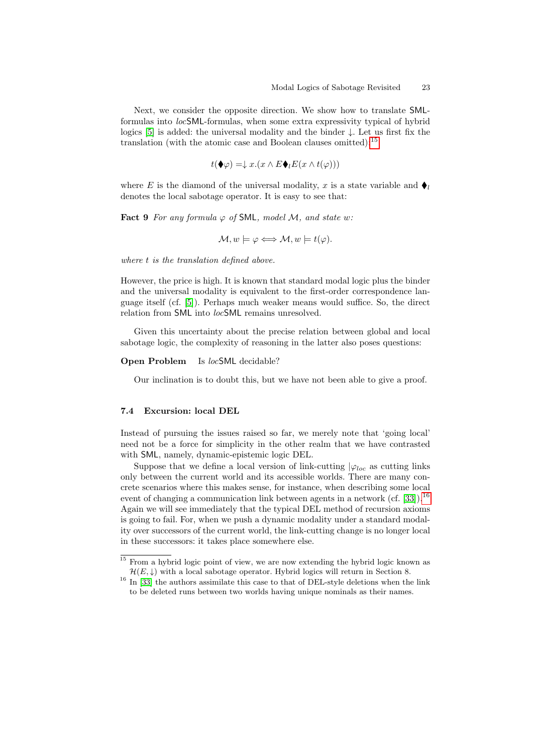Next, we consider the opposite direction. We show how to translate SML-formulas into *loc*SML-formulas, when some extra expressivity typical of hybrid logics [5] is added: the universal modality and the binder $\downarrow$. Let us first fix the translation (with the atomic case and Boolean clauses omitted):[15]

$$t(\blacklozenge\varphi) = \downarrow x.(x \land E\blacklozenge_l E(x \land t(\varphi)))$$

where $E$ is the diamond of the universal modality, $x$ is a state variable and $\blacklozenge_l$ denotes the local sabotage operator. It is easy to see that:

**Fact 9** *For any formula $\varphi$ of* SML*, model $\mathcal{M}$, and state $w$:*

$$\mathcal{M}, w \models \varphi \Longleftrightarrow \mathcal{M}, w \models t(\varphi).$$

*where $t$ is the translation defined above.*

However, the price is high. It is known that standard modal logic plus the binder and the universal modality is equivalent to the first-order correspondence language itself (cf. [5]). Perhaps much weaker means would suffice. So, the direct relation from SML into *loc*SML remains unresolved.

Given this uncertainty about the precise relation between global and local sabotage logic, the complexity of reasoning in the latter also poses questions:

**Open Problem** Is *loc*SML decidable?

Our inclination is to doubt this, but we have not been able to give a proof.

### 7.4 Excursion: local DEL

Instead of pursuing the issues raised so far, we merely note that 'going local' need not be a force for simplicity in the other realm that we have contrasted with SML, namely, dynamic-epistemic logic DEL.

Suppose that we define a local version of link-cutting $|\varphi_{loc}$ as cutting links only between the current world and its accessible worlds. There are many concrete scenarios where this makes sense, for instance, when describing some local event of changing a communication link between agents in a network (cf. [33]).[16] Again we will see immediately that the typical DEL method of recursion axioms is going to fail. For, when we push a dynamic modality under a standard modality over successors of the current world, the link-cutting change is no longer local in these successors: it takes place somewhere else.

---

[15] From a hybrid logic point of view, we are now extending the hybrid logic known as $\mathcal{H}(E, \downarrow)$ with a local sabotage operator. Hybrid logics will return in Section 8.

[16] In [33] the authors assimilate this case to that of DEL-style deletions when the link to be deleted runs between two worlds having unique nominals as their names.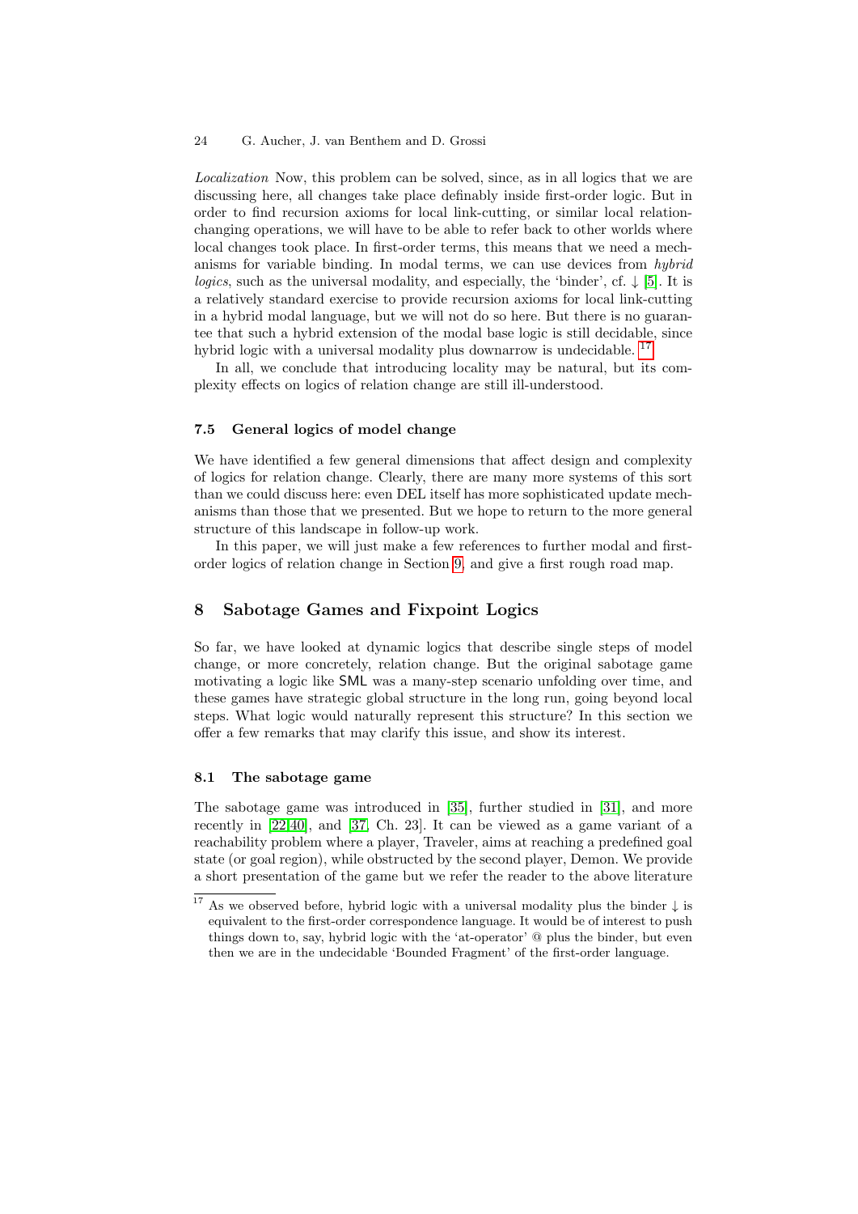*Localization* Now, this problem can be solved, since, as in all logics that we are discussing here, all changes take place definably inside first-order logic. But in order to find recursion axioms for local link-cutting, or similar local relation-changing operations, we will have to be able to refer back to other worlds where local changes took place. In first-order terms, this means that we need a mechanisms for variable binding. In modal terms, we can use devices from *hybrid logics*, such as the universal modality, and especially, the 'binder', cf. $\downarrow$ [5]. It is a relatively standard exercise to provide recursion axioms for local link-cutting in a hybrid modal language, but we will not do so here. But there is no guarantee that such a hybrid extension of the modal base logic is still decidable, since hybrid logic with a universal modality plus downarrow is undecidable. [17]

In all, we conclude that introducing locality may be natural, but its complexity effects on logics of relation change are still ill-understood.

### 7.5 General logics of model change

We have identified a few general dimensions that affect design and complexity of logics for relation change. Clearly, there are many more systems of this sort than we could discuss here: even DEL itself has more sophisticated update mechanisms than those that we presented. But we hope to return to the more general structure of this landscape in follow-up work.

In this paper, we will just make a few references to further modal and first-order logics of relation change in Section 9, and give a first rough road map.

## 8 Sabotage Games and Fixpoint Logics

So far, we have looked at dynamic logics that describe single steps of model change, or more concretely, relation change. But the original sabotage game motivating a logic like SML was a many-step scenario unfolding over time, and these games have strategic global structure in the long run, going beyond local steps. What logic would naturally represent this structure? In this section we offer a few remarks that may clarify this issue, and show its interest.

### 8.1 The sabotage game

The sabotage game was introduced in [35], further studied in [31], and more recently in [22,40], and [37, Ch. 23]. It can be viewed as a game variant of a reachability problem where a player, Traveler, aims at reaching a predefined goal state (or goal region), while obstructed by the second player, Demon. We provide a short presentation of the game but we refer the reader to the above literature

[17] As we observed before, hybrid logic with a universal modality plus the binder $\downarrow$ is equivalent to the first-order correspondence language. It would be of interest to push things down to, say, hybrid logic with the 'at-operator' @ plus the binder, but even then we are in the undecidable 'Bounded Fragment' of the first-order language.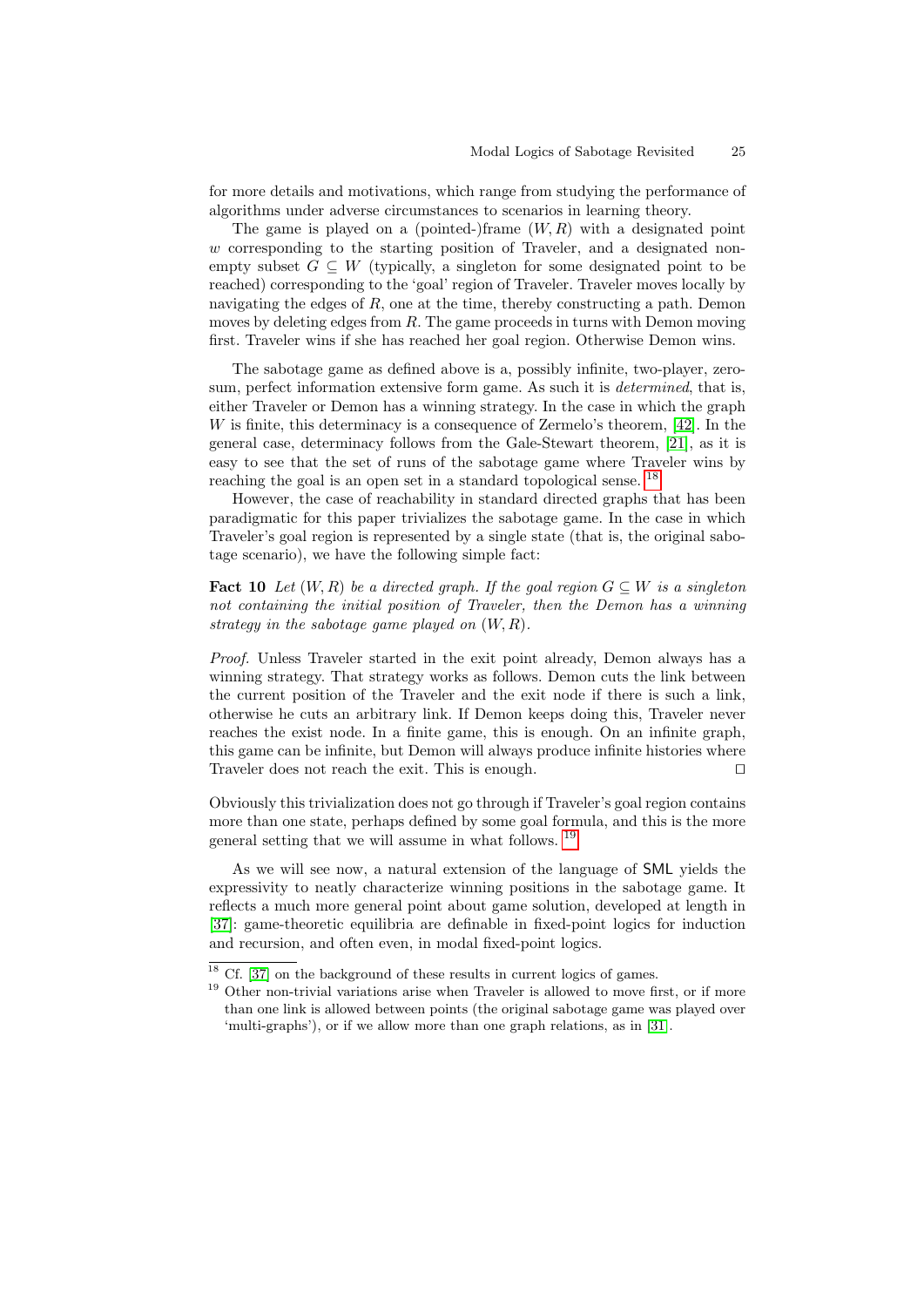for more details and motivations, which range from studying the performance of algorithms under adverse circumstances to scenarios in learning theory.

The game is played on a (pointed-)frame $(W, R)$ with a designated point $w$ corresponding to the starting position of Traveler, and a designated non-empty subset $G \subseteq W$ (typically, a singleton for some designated point to be reached) corresponding to the 'goal' region of Traveler. Traveler moves locally by navigating the edges of $R$, one at the time, thereby constructing a path. Demon moves by deleting edges from $R$. The game proceeds in turns with Demon moving first. Traveler wins if she has reached her goal region. Otherwise Demon wins.

The sabotage game as defined above is a, possibly infinite, two-player, zero-sum, perfect information extensive form game. As such it is *determined*, that is, either Traveler or Demon has a winning strategy. In the case in which the graph $W$ is finite, this determinacy is a consequence of Zermelo's theorem, [42]. In the general case, determinacy follows from the Gale-Stewart theorem, [21], as it is easy to see that the set of runs of the sabotage game where Traveler wins by reaching the goal is an open set in a standard topological sense. [18]

However, the case of reachability in standard directed graphs that has been paradigmatic for this paper trivializes the sabotage game. In the case in which Traveler's goal region is represented by a single state (that is, the original sabotage scenario), we have the following simple fact:

**Fact 10** *Let $(W, R)$ be a directed graph. If the goal region $G \subseteq W$ is a singleton not containing the initial position of Traveler, then the Demon has a winning strategy in the sabotage game played on $(W, R)$.*

*Proof.* Unless Traveler started in the exit point already, Demon always has a winning strategy. That strategy works as follows. Demon cuts the link between the current position of the Traveler and the exit node if there is such a link, otherwise he cuts an arbitrary link. If Demon keeps doing this, Traveler never reaches the exist node. In a finite game, this is enough. On an infinite graph, this game can be infinite, but Demon will always produce infinite histories where Traveler does not reach the exit. This is enough. ◻

Obviously this trivialization does not go through if Traveler's goal region contains more than one state, perhaps defined by some goal formula, and this is the more general setting that we will assume in what follows. [19]

As we will see now, a natural extension of the language of SML yields the expressivity to neatly characterize winning positions in the sabotage game. It reflects a much more general point about game solution, developed at length in [37]: game-theoretic equilibria are definable in fixed-point logics for induction and recursion, and often even, in modal fixed-point logics.

---

[18] Cf. [37] on the background of these results in current logics of games.

[19] Other non-trivial variations arise when Traveler is allowed to move first, or if more than one link is allowed between points (the original sabotage game was played over 'multi-graphs'), or if we allow more than one graph relations, as in [31].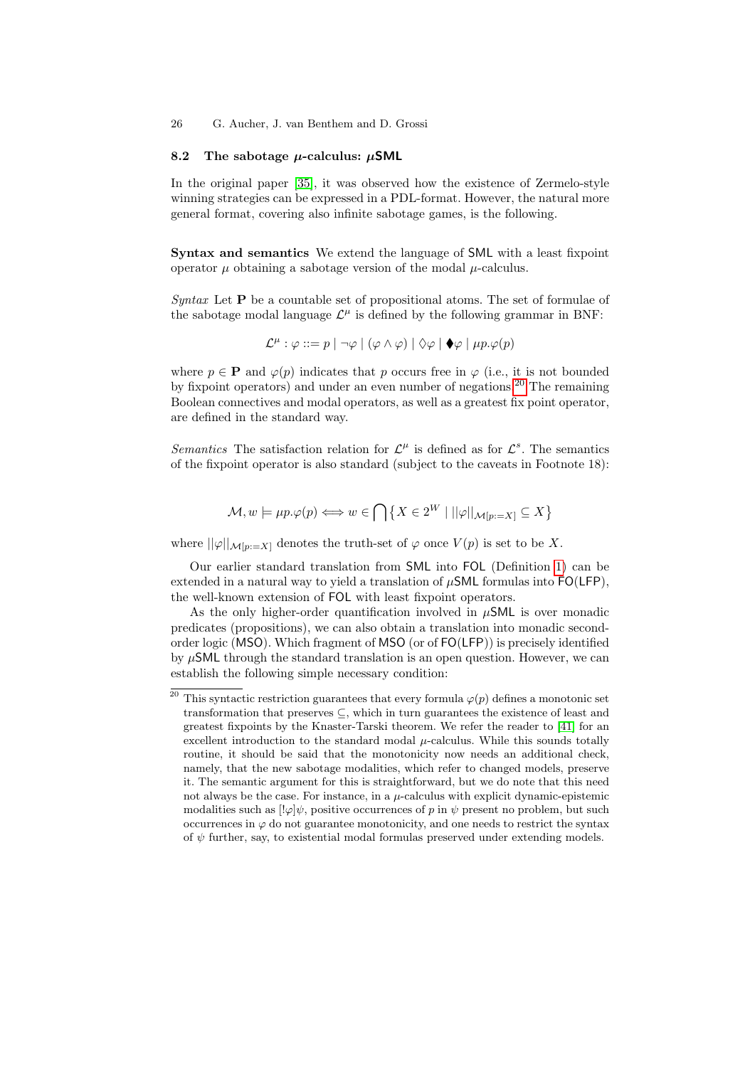### 8.2 The sabotage $\mu$-calculus: $\mu$SML

In the original paper [35], it was observed how the existence of Zermelo-style winning strategies can be expressed in a PDL-format. However, the natural more general format, covering also infinite sabotage games, is the following.

**Syntax and semantics** We extend the language of SML with a least fixpoint operator $\mu$ obtaining a sabotage version of the modal $\mu$-calculus.

*Syntax* Let $\mathbf{P}$ be a countable set of propositional atoms. The set of formulae of the sabotage modal language $\mathcal{L}^{\mu}$ is defined by the following grammar in BNF:

$$\mathcal{L}^{\mu} : \varphi ::= p \mid \neg\varphi \mid (\varphi \wedge \varphi) \mid \Diamond\varphi \mid \blacklozenge\varphi \mid \mu p.\varphi(p)$$

where $p \in \mathbf{P}$ and $\varphi(p)$ indicates that $p$ occurs free in $\varphi$ (i.e., it is not bounded by fixpoint operators) and under an even number of negations.[20] The remaining Boolean connectives and modal operators, as well as a greatest fix point operator, are defined in the standard way.

*Semantics* The satisfaction relation for $\mathcal{L}^{\mu}$ is defined as for $\mathcal{L}^{s}$. The semantics of the fixpoint operator is also standard (subject to the caveats in Footnote 18):

$$\mathcal{M}, w \models \mu p.\varphi(p) \Longleftrightarrow w \in \bigcap\{X \in 2^{W} \mid ||\varphi||_{\mathcal{M}[p:=X]} \subseteq X\}$$

where $||\varphi||_{\mathcal{M}[p:=X]}$ denotes the truth-set of $\varphi$ once $V(p)$ is set to be $X$.

Our earlier standard translation from SML into FOL (Definition 1) can be extended in a natural way to yield a translation of $\mu$SML formulas into FO(LFP), the well-known extension of FOL with least fixpoint operators.

As the only higher-order quantification involved in $\mu$SML is over monadic predicates (propositions), we can also obtain a translation into monadic second-order logic (MSO). Which fragment of MSO (or of FO(LFP)) is precisely identified by $\mu$SML through the standard translation is an open question. However, we can establish the following simple necessary condition:

[20] This syntactic restriction guarantees that every formula $\varphi(p)$ defines a monotonic set transformation that preserves $\subseteq$, which in turn guarantees the existence of least and greatest fixpoints by the Knaster-Tarski theorem. We refer the reader to [41] for an excellent introduction to the standard modal $\mu$-calculus. While this sounds totally routine, it should be said that the monotonicity now needs an additional check, namely, that the new sabotage modalities, which refer to changed models, preserve it. The semantic argument for this is straightforward, but we do note that this need not always be the case. For instance, in a $\mu$-calculus with explicit dynamic-epistemic modalities such as $[!\varphi]\psi$, positive occurrences of $p$ in $\psi$ present no problem, but such occurrences in $\varphi$ do not guarantee monotonicity, and one needs to restrict the syntax of $\psi$ further, say, to existential modal formulas preserved under extending models.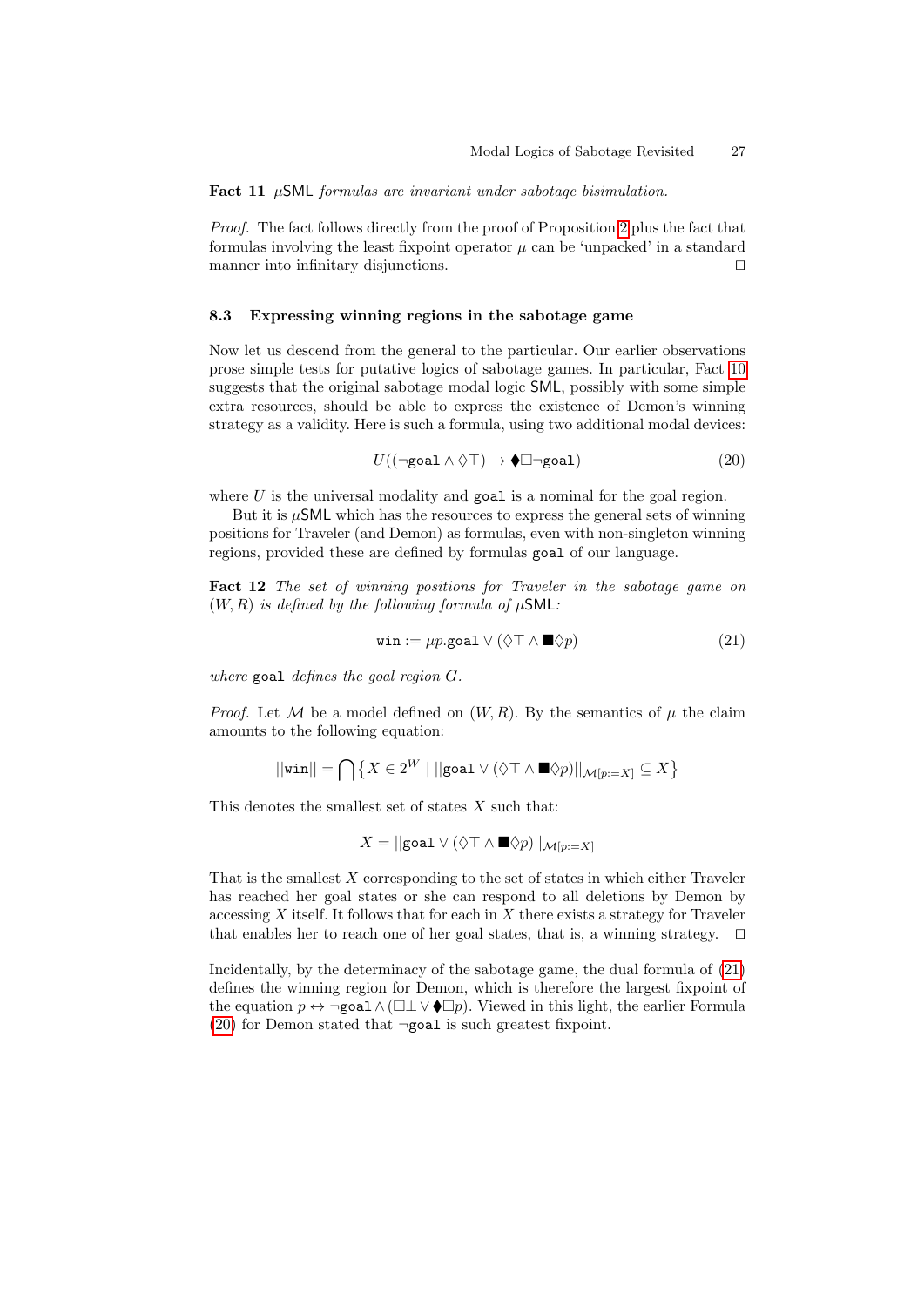**Fact 11** *$\mu$SML formulas are invariant under sabotage bisimulation.*

*Proof.* The fact follows directly from the proof of Proposition 2 plus the fact that formulas involving the least fixpoint operator $\mu$ can be 'unpacked' in a standard manner into infinitary disjunctions. □

### 8.3 Expressing winning regions in the sabotage game

Now let us descend from the general to the particular. Our earlier observations prose simple tests for putative logics of sabotage games. In particular, Fact 10 suggests that the original sabotage modal logic SML, possibly with some simple extra resources, should be able to express the existence of Demon's winning strategy as a validity. Here is such a formula, using two additional modal devices:

$$U((\neg\texttt{goal} \wedge \Diamond\top) \rightarrow \blacklozenge\Box\neg\texttt{goal}) \tag{20}$$

where $U$ is the universal modality and $\texttt{goal}$ is a nominal for the goal region.

But it is $\mu$SML which has the resources to express the general sets of winning positions for Traveler (and Demon) as formulas, even with non-singleton winning regions, provided these are defined by formulas $\texttt{goal}$ of our language.

**Fact 12** *The set of winning positions for Traveler in the sabotage game on $(W, R)$ is defined by the following formula of $\mu$SML:*

$$\texttt{win} := \mu p.\texttt{goal} \vee (\Diamond\top \wedge \blacksquare\Diamond p) \tag{21}$$

*where $\texttt{goal}$ defines the goal region $G$.*

*Proof.* Let $\mathcal{M}$ be a model defined on $(W, R)$. By the semantics of $\mu$ the claim amounts to the following equation:

$$||\texttt{win}|| = \bigcap\left\{X \in 2^W \mid ||\texttt{goal} \vee (\Diamond\top \wedge \blacksquare\Diamond p)||_{\mathcal{M}[p:=X]} \subseteq X\right\}$$

This denotes the smallest set of states $X$ such that:

$$X = ||\texttt{goal} \vee (\Diamond\top \wedge \blacksquare\Diamond p)||_{\mathcal{M}[p:=X]}$$

That is the smallest $X$ corresponding to the set of states in which either Traveler has reached her goal states or she can respond to all deletions by Demon by accessing $X$ itself. It follows that for each in $X$ there exists a strategy for Traveler that enables her to reach one of her goal states, that is, a winning strategy. □

Incidentally, by the determinacy of the sabotage game, the dual formula of (21) defines the winning region for Demon, which is therefore the largest fixpoint of the equation $p \leftrightarrow \neg\texttt{goal} \wedge (\Box\bot \vee \blacklozenge\Box p)$. Viewed in this light, the earlier Formula (20) for Demon stated that $\neg\texttt{goal}$ is such greatest fixpoint.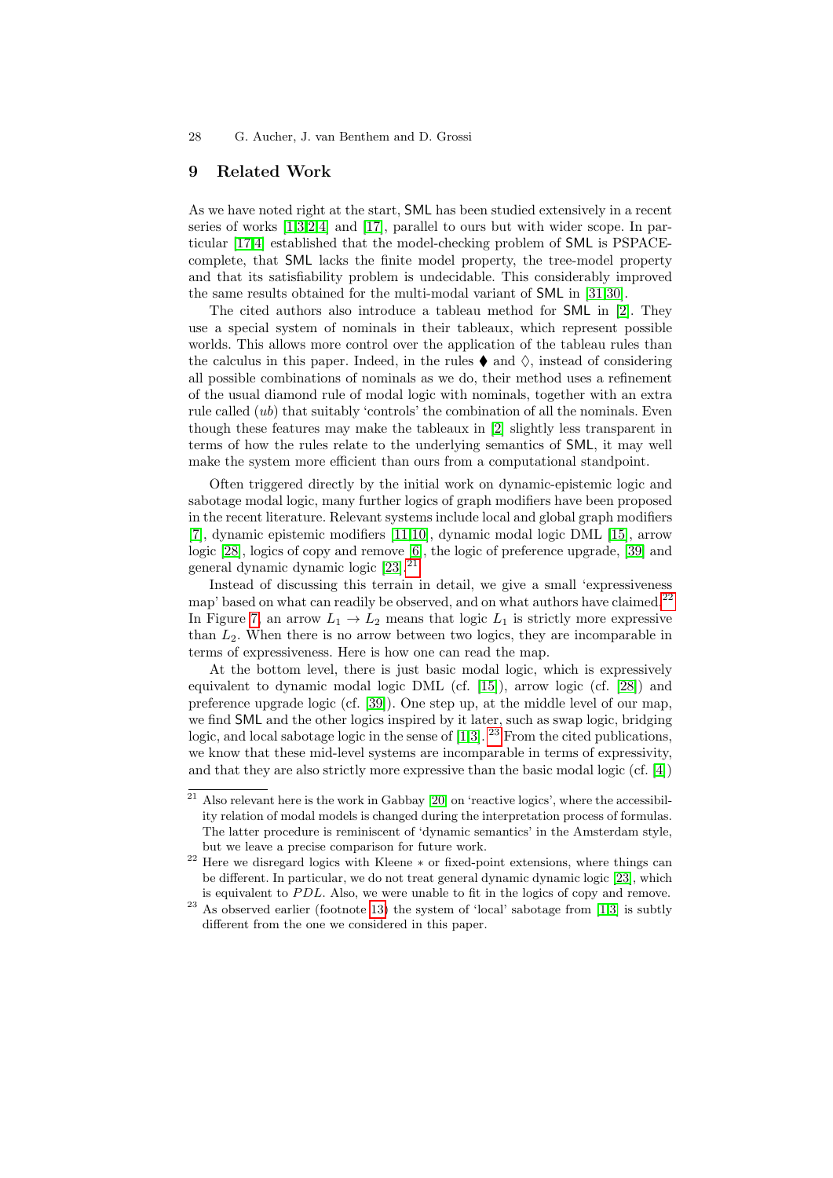## 9 Related Work

As we have noted right at the start, SML has been studied extensively in a recent series of works [1,3,2,4] and [17], parallel to ours but with wider scope. In particular [17,4] established that the model-checking problem of SML is PSPACE-complete, that SML lacks the finite model property, the tree-model property and that its satisfiability problem is undecidable. This considerably improved the same results obtained for the multi-modal variant of SML in [31,30].

The cited authors also introduce a tableau method for SML in [2]. They use a special system of nominals in their tableaux, which represent possible worlds. This allows more control over the application of the tableau rules than the calculus in this paper. Indeed, in the rules ⧫ and ♢, instead of considering all possible combinations of nominals as we do, their method uses a refinement of the usual diamond rule of modal logic with nominals, together with an extra rule called $(ub)$ that suitably 'controls' the combination of all the nominals. Even though these features may make the tableaux in [2] slightly less transparent in terms of how the rules relate to the underlying semantics of SML, it may well make the system more efficient than ours from a computational standpoint.

Often triggered directly by the initial work on dynamic-epistemic logic and sabotage modal logic, many further logics of graph modifiers have been proposed in the recent literature. Relevant systems include local and global graph modifiers [7], dynamic epistemic modifiers [11,10], dynamic modal logic DML [15], arrow logic [28], logics of copy and remove [6], the logic of preference upgrade, [39] and general dynamic dynamic logic [23].[21]

Instead of discussing this terrain in detail, we give a small 'expressiveness map' based on what can readily be observed, and on what authors have claimed.[22] In Figure 7, an arrow $L_1 \rightarrow L_2$ means that logic $L_1$ is strictly more expressive than $L_2$. When there is no arrow between two logics, they are incomparable in terms of expressiveness. Here is how one can read the map.

At the bottom level, there is just basic modal logic, which is expressively equivalent to dynamic modal logic DML (cf. [15]), arrow logic (cf. [28]) and preference upgrade logic (cf. [39]). One step up, at the middle level of our map, we find SML and the other logics inspired by it later, such as swap logic, bridging logic, and local sabotage logic in the sense of [1,3]. [23] From the cited publications, we know that these mid-level systems are incomparable in terms of expressivity, and that they are also strictly more expressive than the basic modal logic (cf. [4])

---

[21] Also relevant here is the work in Gabbay [20] on 'reactive logics', where the accessibility relation of modal models is changed during the interpretation process of formulas. The latter procedure is reminiscent of 'dynamic semantics' in the Amsterdam style, but we leave a precise comparison for future work.

[22] Here we disregard logics with Kleene $*$ or fixed-point extensions, where things can be different. In particular, we do not treat general dynamic dynamic logic [23], which is equivalent to $PDL$. Also, we were unable to fit in the logics of copy and remove.

[23] As observed earlier (footnote 13) the system of 'local' sabotage from [1,3] is subtly different from the one we considered in this paper.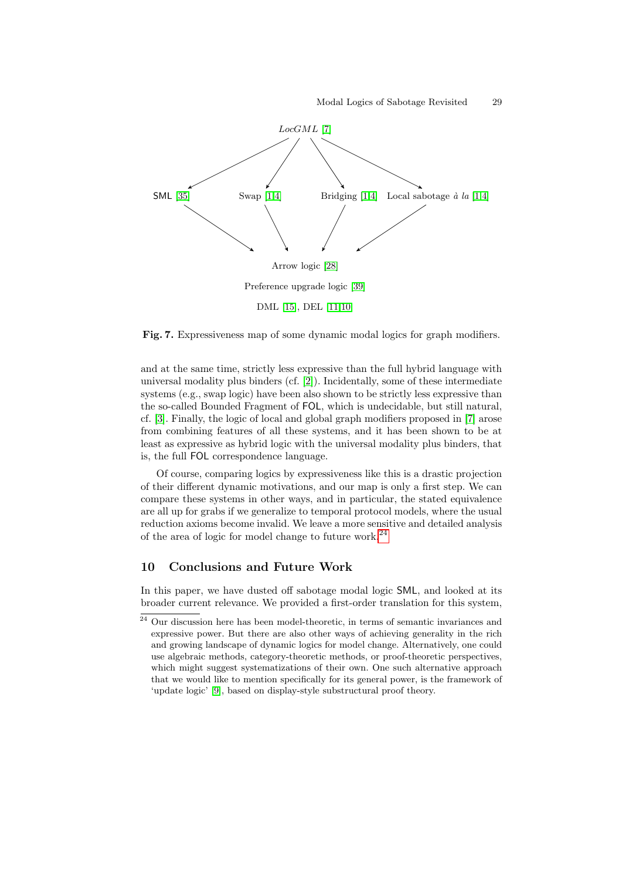LocGML [7]

SML [35] &nbsp;&nbsp;&nbsp; Swap [1,4] &nbsp;&nbsp;&nbsp; Bridging [1,4] &nbsp;&nbsp;&nbsp; Local sabotage *à la* [1,4]

Arrow logic [28]

Preference upgrade logic [39]

DML [15], DEL [11,10]

**Fig. 7.** Expressiveness map of some dynamic modal logics for graph modifiers.

and at the same time, strictly less expressive than the full hybrid language with universal modality plus binders (cf. [2]). Incidentally, some of these intermediate systems (e.g., swap logic) have been also shown to be strictly less expressive than the so-called Bounded Fragment of FOL, which is undecidable, but still natural, cf. [3]. Finally, the logic of local and global graph modifiers proposed in [7] arose from combining features of all these systems, and it has been shown to be at least as expressive as hybrid logic with the universal modality plus binders, that is, the full FOL correspondence language.

Of course, comparing logics by expressiveness like this is a drastic projection of their different dynamic motivations, and our map is only a first step. We can compare these systems in other ways, and in particular, the stated equivalence are all up for grabs if we generalize to temporal protocol models, where the usual reduction axioms become invalid. We leave a more sensitive and detailed analysis of the area of logic for model change to future work.[24]

## 10 Conclusions and Future Work

In this paper, we have dusted off sabotage modal logic SML, and looked at its broader current relevance. We provided a first-order translation for this system,

[24] Our discussion here has been model-theoretic, in terms of semantic invariances and expressive power. But there are also other ways of achieving generality in the rich and growing landscape of dynamic logics for model change. Alternatively, one could use algebraic methods, category-theoretic methods, or proof-theoretic perspectives, which might suggest systematizations of their own. One such alternative approach that we would like to mention specifically for its general power, is the framework of 'update logic' [9], based on display-style substructural proof theory.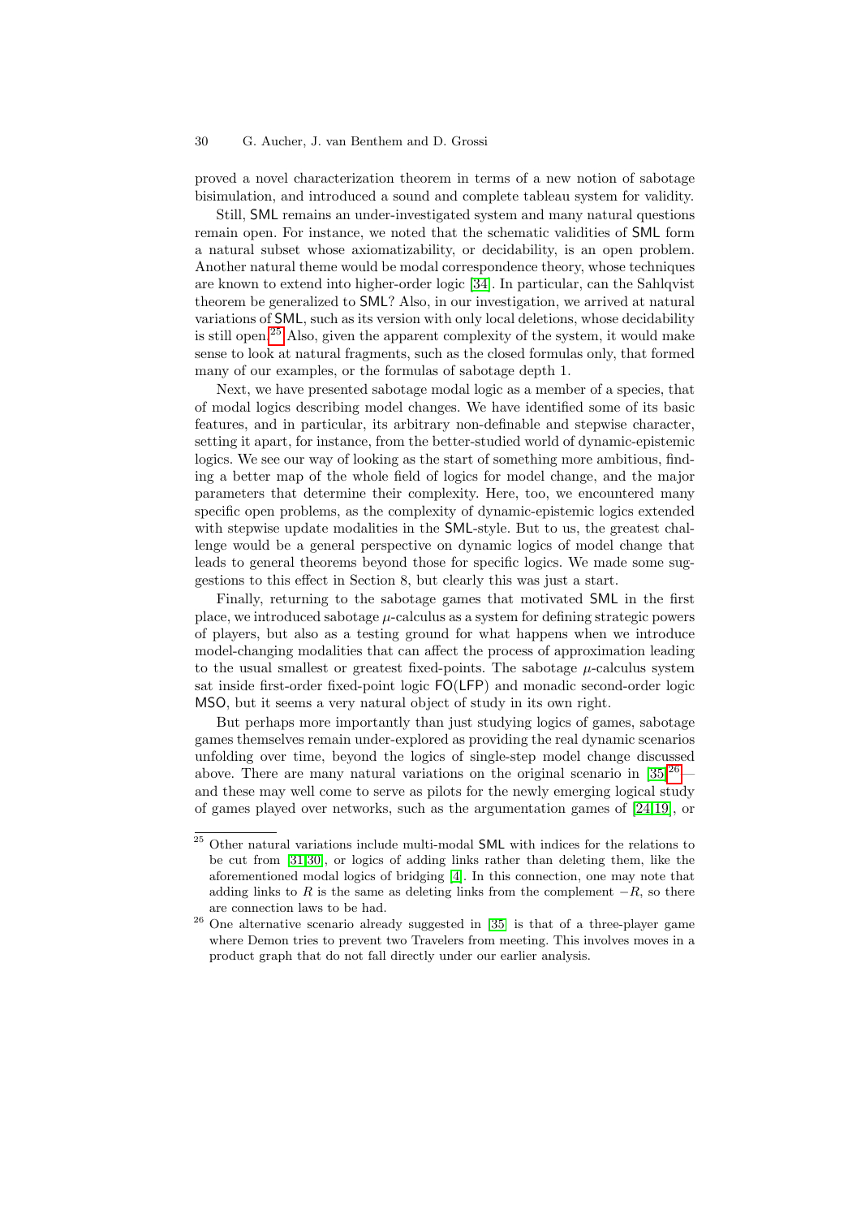proved a novel characterization theorem in terms of a new notion of sabotage bisimulation, and introduced a sound and complete tableau system for validity.

Still, SML remains an under-investigated system and many natural questions remain open. For instance, we noted that the schematic validities of SML form a natural subset whose axiomatizability, or decidability, is an open problem. Another natural theme would be modal correspondence theory, whose techniques are known to extend into higher-order logic [34]. In particular, can the Sahlqvist theorem be generalized to SML? Also, in our investigation, we arrived at natural variations of SML, such as its version with only local deletions, whose decidability is still open.[25] Also, given the apparent complexity of the system, it would make sense to look at natural fragments, such as the closed formulas only, that formed many of our examples, or the formulas of sabotage depth 1.

Next, we have presented sabotage modal logic as a member of a species, that of modal logics describing model changes. We have identified some of its basic features, and in particular, its arbitrary non-definable and stepwise character, setting it apart, for instance, from the better-studied world of dynamic-epistemic logics. We see our way of looking as the start of something more ambitious, finding a better map of the whole field of logics for model change, and the major parameters that determine their complexity. Here, too, we encountered many specific open problems, as the complexity of dynamic-epistemic logics extended with stepwise update modalities in the SML-style. But to us, the greatest challenge would be a general perspective on dynamic logics of model change that leads to general theorems beyond those for specific logics. We made some suggestions to this effect in Section 8, but clearly this was just a start.

Finally, returning to the sabotage games that motivated SML in the first place, we introduced sabotage $\mu$-calculus as a system for defining strategic powers of players, but also as a testing ground for what happens when we introduce model-changing modalities that can affect the process of approximation leading to the usual smallest or greatest fixed-points. The sabotage $\mu$-calculus system sat inside first-order fixed-point logic FO(LFP) and monadic second-order logic MSO, but it seems a very natural object of study in its own right.

But perhaps more importantly than just studying logics of games, sabotage games themselves remain under-explored as providing the real dynamic scenarios unfolding over time, beyond the logics of single-step model change discussed above. There are many natural variations on the original scenario in [35][26]—and these may well come to serve as pilots for the newly emerging logical study of games played over networks, such as the argumentation games of [24,19], or

[25] Other natural variations include multi-modal SML with indices for the relations to be cut from [31,30], or logics of adding links rather than deleting them, like the aforementioned modal logics of bridging [4]. In this connection, one may note that adding links to $R$ is the same as deleting links from the complement $-R$, so there are connection laws to be had.

[26] One alternative scenario already suggested in [35] is that of a three-player game where Demon tries to prevent two Travelers from meeting. This involves moves in a product graph that do not fall directly under our earlier analysis.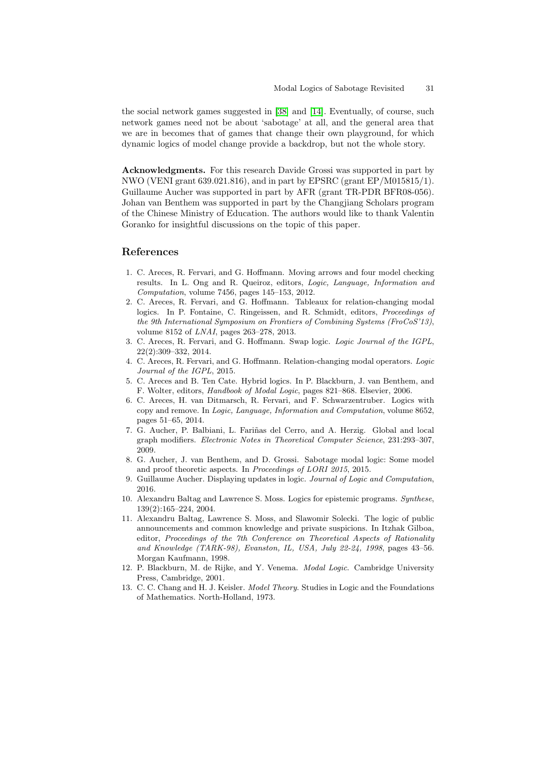the social network games suggested in [38] and [14]. Eventually, of course, such network games need not be about 'sabotage' at all, and the general area that we are in becomes that of games that change their own playground, for which dynamic logics of model change provide a backdrop, but not the whole story.

**Acknowledgments.** For this research Davide Grossi was supported in part by NWO (VENI grant 639.021.816), and in part by EPSRC (grant EP/M015815/1). Guillaume Aucher was supported in part by AFR (grant TR-PDR BFR08-056). Johan van Benthem was supported in part by the Changjiang Scholars program of the Chinese Ministry of Education. The authors would like to thank Valentin Goranko for insightful discussions on the topic of this paper.

## References

1. C. Areces, R. Fervari, and G. Hoffmann. Moving arrows and four model checking results. In L. Ong and R. Queiroz, editors, *Logic, Language, Information and Computation*, volume 7456, pages 145–153, 2012.
2. C. Areces, R. Fervari, and G. Hoffmann. Tableaux for relation-changing modal logics. In P. Fontaine, C. Ringeissen, and R. Schmidt, editors, *Proceedings of the 9th International Symposium on Frontiers of Combining Systems (FroCoS'13)*, volume 8152 of *LNAI*, pages 263–278, 2013.
3. C. Areces, R. Fervari, and G. Hoffmann. Swap logic. *Logic Journal of the IGPL*, 22(2):309–332, 2014.
4. C. Areces, R. Fervari, and G. Hoffmann. Relation-changing modal operators. *Logic Journal of the IGPL*, 2015.
5. C. Areces and B. Ten Cate. Hybrid logics. In P. Blackburn, J. van Benthem, and F. Wolter, editors, *Handbook of Modal Logic*, pages 821–868. Elsevier, 2006.
6. C. Areces, H. van Ditmarsch, R. Fervari, and F. Schwarzentruber. Logics with copy and remove. In *Logic, Language, Information and Computation*, volume 8652, pages 51–65, 2014.
7. G. Aucher, P. Balbiani, L. Fariñas del Cerro, and A. Herzig. Global and local graph modifiers. *Electronic Notes in Theoretical Computer Science*, 231:293–307, 2009.
8. G. Aucher, J. van Benthem, and D. Grossi. Sabotage modal logic: Some model and proof theoretic aspects. In *Proceedings of LORI 2015*, 2015.
9. Guillaume Aucher. Displaying updates in logic. *Journal of Logic and Computation*, 2016.
10. Alexandru Baltag and Lawrence S. Moss. Logics for epistemic programs. *Synthese*, 139(2):165–224, 2004.
11. Alexandru Baltag, Lawrence S. Moss, and Slawomir Solecki. The logic of public announcements and common knowledge and private suspicions. In Itzhak Gilboa, editor, *Proceedings of the 7th Conference on Theoretical Aspects of Rationality and Knowledge (TARK-98), Evanston, IL, USA, July 22-24, 1998*, pages 43–56. Morgan Kaufmann, 1998.
12. P. Blackburn, M. de Rijke, and Y. Venema. *Modal Logic*. Cambridge University Press, Cambridge, 2001.
13. C. C. Chang and H. J. Keisler. *Model Theory*. Studies in Logic and the Foundations of Mathematics. North-Holland, 1973.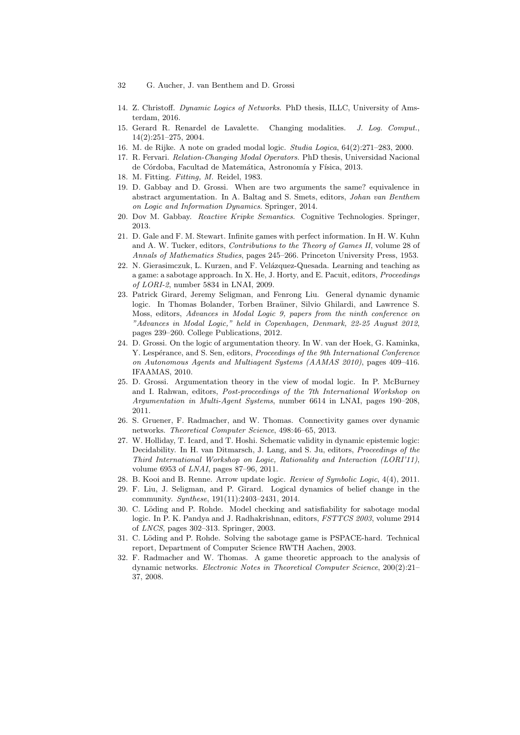14. Z. Christoff. *Dynamic Logics of Networks*. PhD thesis, ILLC, University of Amsterdam, 2016.
15. Gerard R. Renardel de Lavalette. Changing modalities. *J. Log. Comput.*, 14(2):251–275, 2004.
16. M. de Rijke. A note on graded modal logic. *Studia Logica*, 64(2):271–283, 2000.
17. R. Fervari. *Relation-Changing Modal Operators*. PhD thesis, Universidad Nacional de Córdoba, Facultad de Matemática, Astronomía y Física, 2013.
18. M. Fitting. *Fitting, M.* Reidel, 1983.
19. D. Gabbay and D. Grossi. When are two arguments the same? equivalence in abstract argumentation. In A. Baltag and S. Smets, editors, *Johan van Benthem on Logic and Information Dynamics*. Springer, 2014.
20. Dov M. Gabbay. *Reactive Kripke Semantics*. Cognitive Technologies. Springer, 2013.
21. D. Gale and F. M. Stewart. Infinite games with perfect information. In H. W. Kuhn and A. W. Tucker, editors, *Contributions to the Theory of Games II*, volume 28 of *Annals of Mathematics Studies*, pages 245–266. Princeton University Press, 1953.
22. N. Gierasimczuk, L. Kurzen, and F. Velázquez-Quesada. Learning and teaching as a game: a sabotage approach. In X. He, J. Horty, and E. Pacuit, editors, *Proceedings of LORI-2*, number 5834 in LNAI, 2009.
23. Patrick Girard, Jeremy Seligman, and Fenrong Liu. General dynamic dynamic logic. In Thomas Bolander, Torben Braüner, Silvio Ghilardi, and Lawrence S. Moss, editors, *Advances in Modal Logic 9, papers from the ninth conference on "Advances in Modal Logic," held in Copenhagen, Denmark, 22-25 August 2012*, pages 239–260. College Publications, 2012.
24. D. Grossi. On the logic of argumentation theory. In W. van der Hoek, G. Kaminka, Y. Lespérance, and S. Sen, editors, *Proceedings of the 9th International Conference on Autonomous Agents and Multiagent Systems (AAMAS 2010)*, pages 409–416. IFAAMAS, 2010.
25. D. Grossi. Argumentation theory in the view of modal logic. In P. McBurney and I. Rahwan, editors, *Post-proceedings of the 7th International Workshop on Argumentation in Multi-Agent Systems*, number 6614 in LNAI, pages 190–208, 2011.
26. S. Gruener, F. Radmacher, and W. Thomas. Connectivity games over dynamic networks. *Theoretical Computer Science*, 498:46–65, 2013.
27. W. Holliday, T. Icard, and T. Hoshi. Schematic validity in dynamic epistemic logic: Decidability. In H. van Ditmarsch, J. Lang, and S. Ju, editors, *Proceedings of the Third International Workshop on Logic, Rationality and Interaction (LORI'11)*, volume 6953 of *LNAI*, pages 87–96, 2011.
28. B. Kooi and B. Renne. Arrow update logic. *Review of Symbolic Logic*, 4(4), 2011.
29. F. Liu, J. Seligman, and P. Girard. Logical dynamics of belief change in the community. *Synthese*, 191(11):2403–2431, 2014.
30. C. Löding and P. Rohde. Model checking and satisfiability for sabotage modal logic. In P. K. Pandya and J. Radhakrishnan, editors, *FSTTCS 2003*, volume 2914 of *LNCS*, pages 302–313. Springer, 2003.
31. C. Löding and P. Rohde. Solving the sabotage game is PSPACE-hard. Technical report, Department of Computer Science RWTH Aachen, 2003.
32. F. Radmacher and W. Thomas. A game theoretic approach to the analysis of dynamic networks. *Electronic Notes in Theoretical Computer Science*, 200(2):21–37, 2008.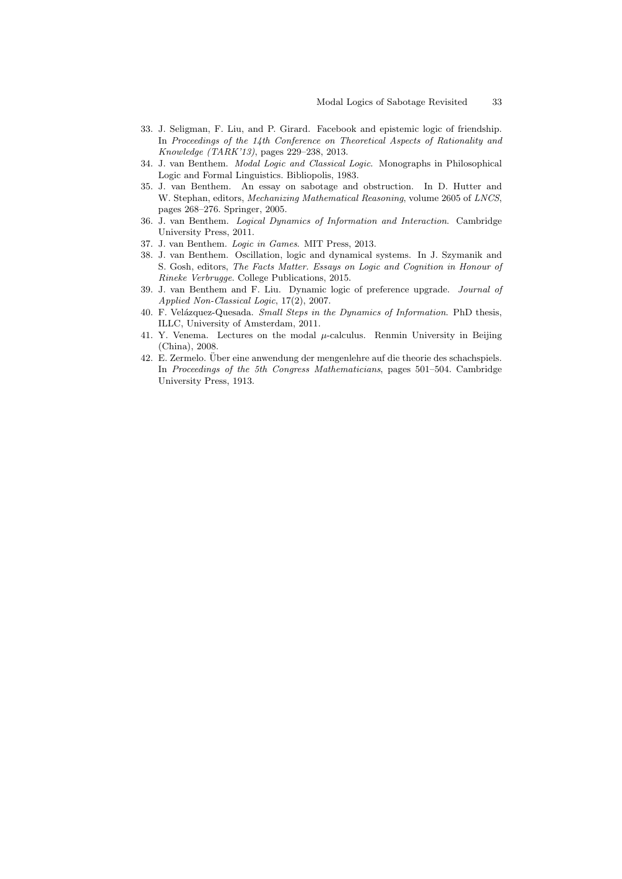33. J. Seligman, F. Liu, and P. Girard. Facebook and epistemic logic of friendship. In *Proceedings of the 14th Conference on Theoretical Aspects of Rationality and Knowledge (TARK'13)*, pages 229–238, 2013.
34. J. van Benthem. *Modal Logic and Classical Logic*. Monographs in Philosophical Logic and Formal Linguistics. Bibliopolis, 1983.
35. J. van Benthem. An essay on sabotage and obstruction. In D. Hutter and W. Stephan, editors, *Mechanizing Mathematical Reasoning*, volume 2605 of *LNCS*, pages 268–276. Springer, 2005.
36. J. van Benthem. *Logical Dynamics of Information and Interaction*. Cambridge University Press, 2011.
37. J. van Benthem. *Logic in Games*. MIT Press, 2013.
38. J. van Benthem. Oscillation, logic and dynamical systems. In J. Szymanik and S. Gosh, editors, *The Facts Matter. Essays on Logic and Cognition in Honour of Rineke Verbrugge*. College Publications, 2015.
39. J. van Benthem and F. Liu. Dynamic logic of preference upgrade. *Journal of Applied Non-Classical Logic*, 17(2), 2007.
40. F. Velázquez-Quesada. *Small Steps in the Dynamics of Information*. PhD thesis, ILLC, University of Amsterdam, 2011.
41. Y. Venema. Lectures on the modal $\mu$-calculus. Renmin University in Beijing (China), 2008.
42. E. Zermelo. Über eine anwendung der mengenlehre auf die theorie des schachspiels. In *Proceedings of the 5th Congress Mathematicians*, pages 501–504. Cambridge University Press, 1913.